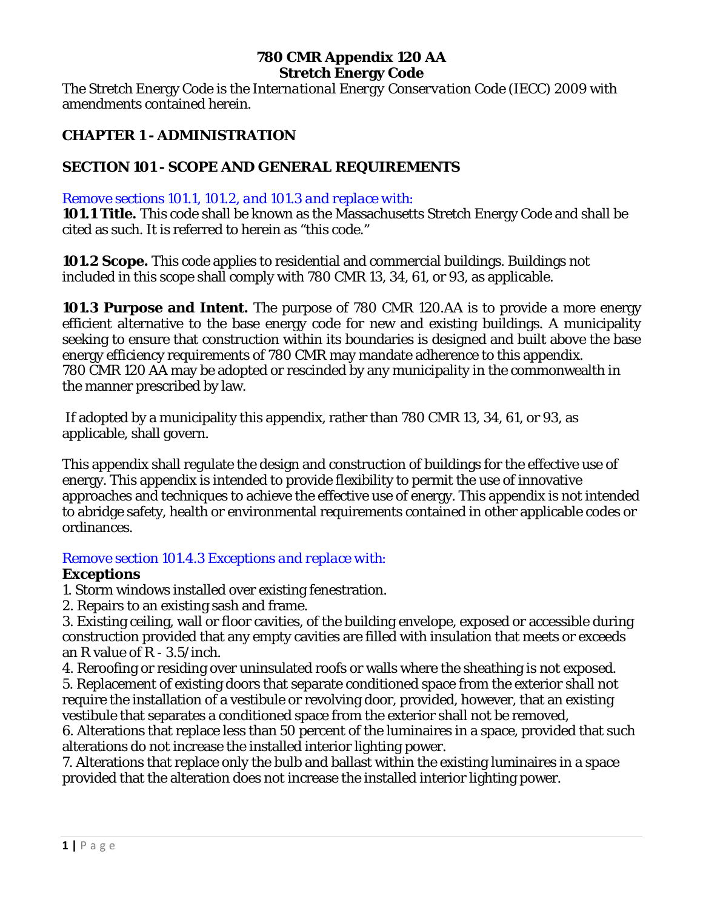# 780 CMR Appendix 120 AA
# Stretch Energy Code

The Stretch Energy Code is the *International Energy Conservation Code* (IECC) 2009 with amendments contained herein.

## CHAPTER 1 - ADMINISTRATION

## SECTION 101 - SCOPE AND GENERAL REQUIREMENTS

*Remove sections 101.1, 101.2, and 101.3 and replace with:*

**101.1 Title.** This code shall be known as the Massachusetts Stretch Energy Code and shall be cited as such. It is referred to herein as "this code."

**101.2 Scope.** This code applies to residential and commercial buildings. Buildings not included in this scope shall comply with 780 CMR 13, 34, 61, or 93, as applicable.

**101.3 Purpose and Intent.** The purpose of 780 CMR 120.AA is to provide a more energy efficient alternative to the base energy code for new and existing buildings. A municipality seeking to ensure that construction within its boundaries is designed and built above the base energy efficiency requirements of 780 CMR may mandate adherence to this appendix. 780 CMR 120 AA may be adopted or rescinded by any municipality in the commonwealth in the manner prescribed by law.

If adopted by a municipality this appendix, rather than 780 CMR 13, 34, 61, or 93, as applicable, shall govern.

This appendix shall regulate the design and construction of buildings for the effective use of energy. This appendix is intended to provide flexibility to permit the use of innovative approaches and techniques to achieve the effective use of energy. This appendix is not intended to abridge safety, health or environmental requirements contained in other applicable codes or ordinances.

*Remove section 101.4.3 Exceptions and replace with:*

**Exceptions**

1. Storm windows installed over existing fenestration.
2. Repairs to an existing sash and frame.
3. Existing ceiling, wall or floor cavities, of the building envelope, exposed or accessible during construction provided that any empty cavities are filled with insulation that meets or exceeds an R value of R - 3.5/inch.
4. Reroofing or residing over uninsulated roofs or walls where the sheathing is not exposed.
5. Replacement of existing doors that separate conditioned space from the exterior shall not require the installation of a vestibule or revolving door, provided, however, that an existing vestibule that separates a conditioned space from the exterior shall not be removed,
6. Alterations that replace less than 50 percent of the luminaires in a space, provided that such alterations do not increase the installed interior lighting power.
7. Alterations that replace only the bulb and ballast within the existing luminaires in a space provided that the alteration does not increase the installed interior lighting power.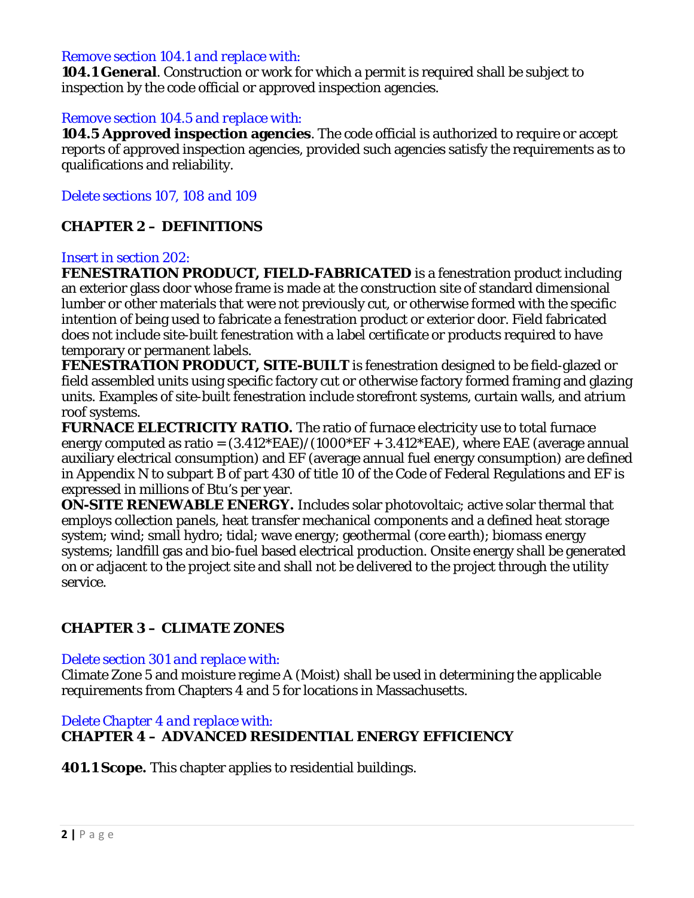*Remove section 104.1 and replace with:*

**104.1 General**. Construction or work for which a permit is required shall be subject to inspection by the code official or approved inspection agencies.

*Remove section 104.5 and replace with:*

**104.5 Approved inspection agencies**. The code official is authorized to require or accept reports of approved inspection agencies, provided such agencies satisfy the requirements as to qualifications and reliability.

*Delete sections 107, 108 and 109*

## CHAPTER 2 – DEFINITIONS

*Insert in section 202:*

**FENESTRATION PRODUCT, FIELD-FABRICATED** is a fenestration product including an exterior glass door whose frame is made at the construction site of standard dimensional lumber or other materials that were not previously cut, or otherwise formed with the specific intention of being used to fabricate a fenestration product or exterior door. Field fabricated does not include site-built fenestration with a label certificate or products required to have temporary or permanent labels.

**FENESTRATION PRODUCT, SITE-BUILT** is fenestration designed to be field-glazed or field assembled units using specific factory cut or otherwise factory formed framing and glazing units. Examples of site-built fenestration include storefront systems, curtain walls, and atrium roof systems.

**FURNACE ELECTRICITY RATIO.** The ratio of furnace electricity use to total furnace energy computed as ratio = (3.412*EAE)/(1000*EF + 3.412*EAE), where EAE (average annual auxiliary electrical consumption) and EF (average annual fuel energy consumption) are defined in Appendix N to subpart B of part 430 of title 10 of the Code of Federal Regulations and EF is expressed in millions of Btu's per year.

**ON-SITE RENEWABLE ENERGY.** Includes solar photovoltaic; active solar thermal that employs collection panels, heat transfer mechanical components and a defined heat storage system; wind; small hydro; tidal; wave energy; geothermal (core earth); biomass energy systems; landfill gas and bio-fuel based electrical production. Onsite energy shall be generated on or adjacent to the project site and shall not be delivered to the project through the utility service.

## CHAPTER 3 – CLIMATE ZONES

*Delete section 301 and replace with:*

Climate Zone 5 and moisture regime A (Moist) shall be used in determining the applicable requirements from Chapters 4 and 5 for locations in Massachusetts.

*Delete Chapter 4 and replace with:*

## CHAPTER 4 – ADVANCED RESIDENTIAL ENERGY EFFICIENCY

**401.1 Scope.** This chapter applies to residential buildings.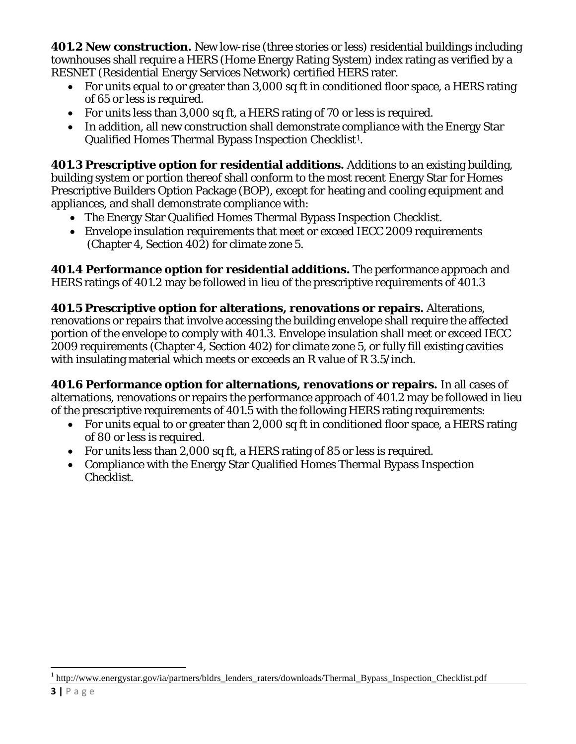**401.2 New construction.** New low-rise (three stories or less) residential buildings including townhouses shall require a HERS (Home Energy Rating System) index rating as verified by a RESNET (Residential Energy Services Network) certified HERS rater.

- For units equal to or greater than 3,000 sq ft in conditioned floor space, a HERS rating of 65 or less is required.
- For units less than 3,000 sq ft, a HERS rating of 70 or less is required.
- In addition, all new construction shall demonstrate compliance with the Energy Star Qualified Homes Thermal Bypass Inspection Checklist[1].

**401.3 Prescriptive option for residential additions.** Additions to an existing building, building system or portion thereof shall conform to the most recent Energy Star for Homes Prescriptive Builders Option Package (BOP), except for heating and cooling equipment and appliances, and shall demonstrate compliance with:

- The Energy Star Qualified Homes Thermal Bypass Inspection Checklist.
- Envelope insulation requirements that meet or exceed IECC 2009 requirements (Chapter 4, Section 402) for climate zone 5.

**401.4 Performance option for residential additions.** The performance approach and HERS ratings of 401.2 may be followed in lieu of the prescriptive requirements of 401.3

**401.5 Prescriptive option for alterations, renovations or repairs.** Alterations, renovations or repairs that involve accessing the building envelope shall require the affected portion of the envelope to comply with 401.3. Envelope insulation shall meet or exceed IECC 2009 requirements (Chapter 4, Section 402) for climate zone 5, or fully fill existing cavities with insulating material which meets or exceeds an R value of R 3.5/inch.

**401.6 Performance option for alternations, renovations or repairs.** In all cases of alternations, renovations or repairs the performance approach of 401.2 may be followed in lieu of the prescriptive requirements of 401.5 with the following HERS rating requirements:

- For units equal to or greater than 2,000 sq ft in conditioned floor space, a HERS rating of 80 or less is required.
- For units less than 2,000 sq ft, a HERS rating of 85 or less is required.
- Compliance with the Energy Star Qualified Homes Thermal Bypass Inspection Checklist.

---

[1] http://www.energystar.gov/ia/partners/bldrs_lenders_raters/downloads/Thermal_Bypass_Inspection_Checklist.pdf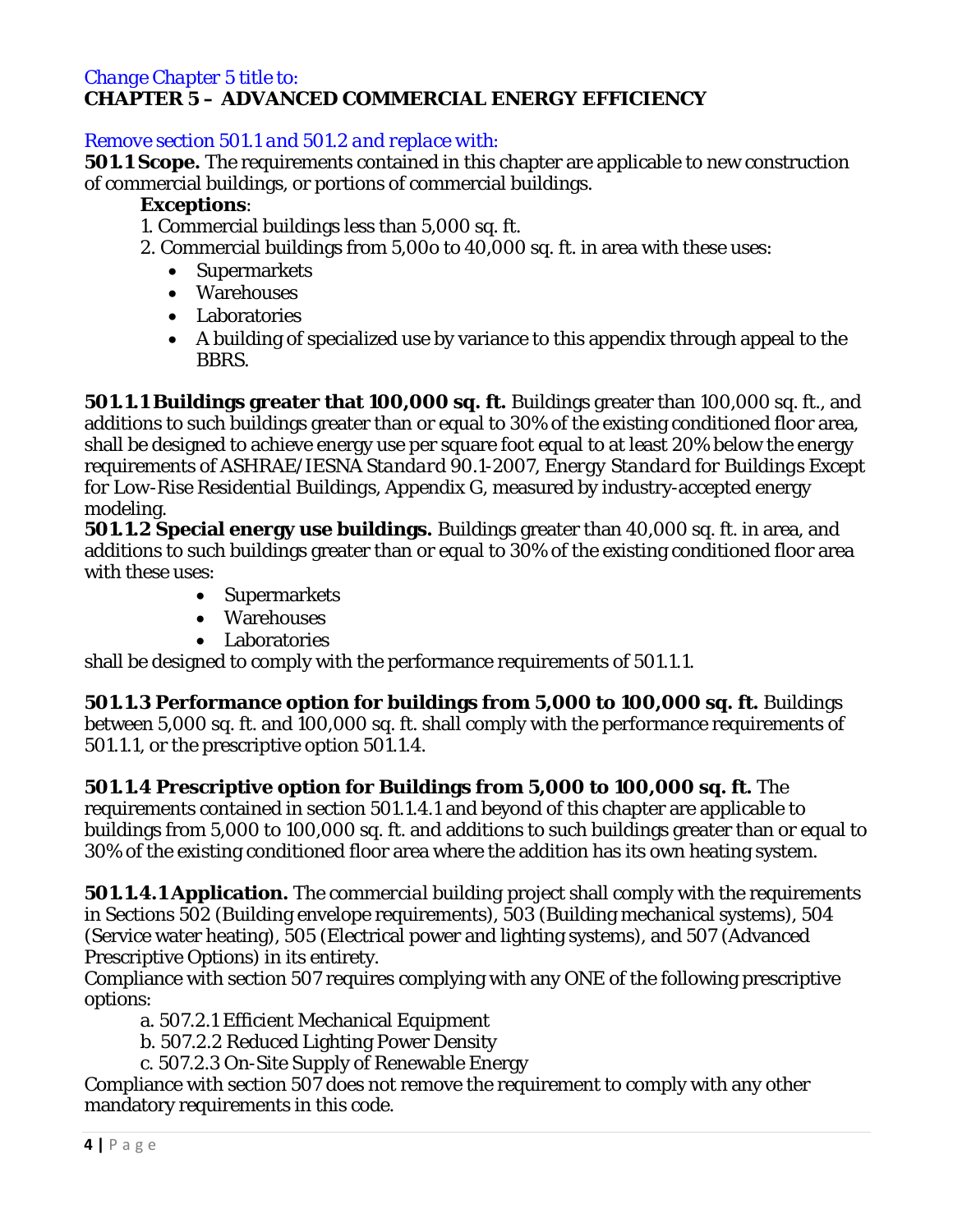*Change Chapter 5 title to:*

**CHAPTER 5 – ADVANCED COMMERCIAL ENERGY EFFICIENCY**

*Remove section 501.1 and 501.2 and replace with:*

**501.1 Scope.** The requirements contained in this chapter are applicable to new construction of commercial buildings, or portions of commercial buildings.

**Exceptions**:

1. Commercial buildings less than 5,000 sq. ft.
2. Commercial buildings from 5,00o to 40,000 sq. ft. in area with these uses:
   - Supermarkets
   - Warehouses
   - Laboratories
   - A building of specialized use by variance to this appendix through appeal to the BBRS.

**501.1.1 Buildings greater that 100,000 sq. ft.** Buildings greater than 100,000 sq. ft., and additions to such buildings greater than or equal to 30% of the existing conditioned floor area, shall be designed to achieve energy use per square foot equal to at least 20% below the energy requirements of ASHRAE/IESNA *Standard* 90.1-2007, *Energy Standard for Buildings Except for Low-Rise Residential Buildings*, Appendix G, measured by industry-accepted energy modeling.

**501.1.2 Special energy use buildings.** Buildings greater than 40,000 sq. ft. in area, and additions to such buildings greater than or equal to 30% of the existing conditioned floor area with these uses:

- Supermarkets
- Warehouses
- Laboratories

shall be designed to comply with the performance requirements of 501.1.1.

**501.1.3 Performance option for buildings from 5,000 to 100,000 sq. ft.** Buildings between 5,000 sq. ft. and 100,000 sq. ft. shall comply with the performance requirements of 501.1.1, or the prescriptive option 501.1.4.

**501.1.4 Prescriptive option for Buildings from 5,000 to 100,000 sq. ft.** The requirements contained in section 501.1.4.1 and beyond of this chapter are applicable to buildings from 5,000 to 100,000 sq. ft. and additions to such buildings greater than or equal to 30% of the existing conditioned floor area where the addition has its own heating system.

**501.1.4.1 Application.** The *commercial building* project shall comply with the requirements in Sections 502 (Building envelope requirements), 503 (Building mechanical systems), 504 (Service water heating), 505 (Electrical power and lighting systems), and 507 (Advanced Prescriptive Options) in its entirety.

Compliance with section 507 requires complying with any ONE of the following prescriptive options:

a. 507.2.1 Efficient Mechanical Equipment
b. 507.2.2 Reduced Lighting Power Density
c. 507.2.3 On-Site Supply of Renewable Energy

Compliance with section 507 does not remove the requirement to comply with any other mandatory requirements in this code.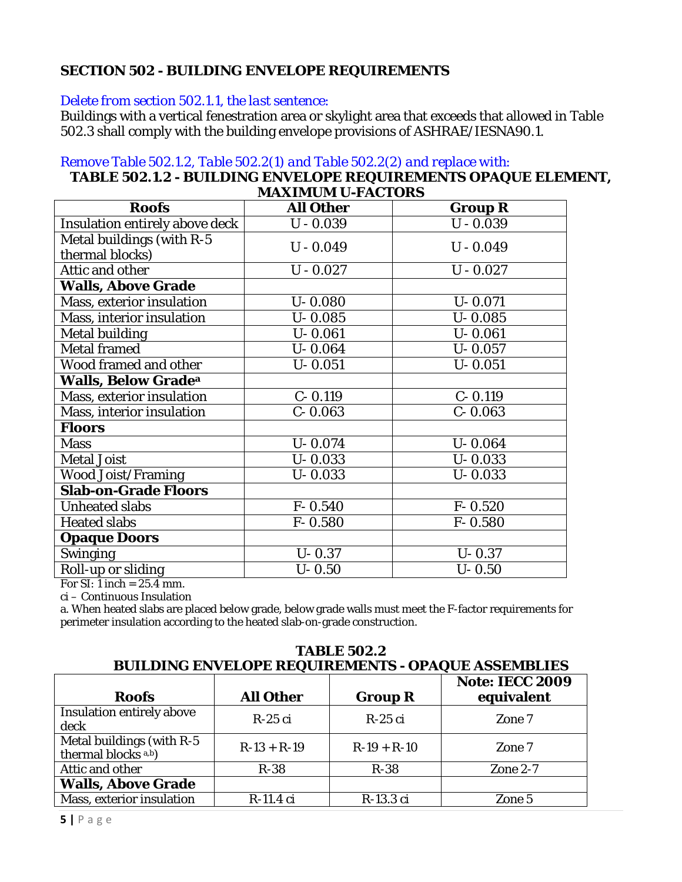## SECTION 502 - BUILDING ENVELOPE REQUIREMENTS

*Delete from section 502.1.1, the last sentence:*

Buildings with a vertical fenestration area or skylight area that exceeds that allowed in Table 502.3 shall comply with the building envelope provisions of ASHRAE/IESNA90.1.

*Remove Table 502.1.2, Table 502.2(1) and Table 502.2(2) and replace with:*

**TABLE 502.1.2 - BUILDING ENVELOPE REQUIREMENTS OPAQUE ELEMENT, MAXIMUM U-FACTORS**

| Roofs | All Other | Group R |
|---|---|---|
| Insulation entirely above deck | U - 0.039 | U - 0.039 |
| Metal buildings (with R-5 thermal blocks) | U - 0.049 | U - 0.049 |
| Attic and other | U - 0.027 | U - 0.027 |
| **Walls, Above Grade** | | |
| Mass, exterior insulation | U- 0.080 | U- 0.071 |
| Mass, interior insulation | U- 0.085 | U- 0.085 |
| Metal building | U- 0.061 | U- 0.061 |
| Metal framed | U- 0.064 | U- 0.057 |
| Wood framed and other | U- 0.051 | U- 0.051 |
| **Walls, Below Grade[a]** | | |
| Mass, exterior insulation | C- 0.119 | C- 0.119 |
| Mass, interior insulation | C- 0.063 | C- 0.063 |
| **Floors** | | |
| Mass | U- 0.074 | U- 0.064 |
| Metal Joist | U- 0.033 | U- 0.033 |
| Wood Joist/Framing | U- 0.033 | U- 0.033 |
| **Slab-on-Grade Floors** | | |
| Unheated slabs | F- 0.540 | F- 0.520 |
| Heated slabs | F- 0.580 | F- 0.580 |
| **Opaque Doors** | | |
| Swinging | U- 0.37 | U- 0.37 |
| Roll-up or sliding | U- 0.50 | U- 0.50 |

For SI: 1 inch = 25.4 mm.

ci – Continuous Insulation

a. When heated slabs are placed below grade, below grade walls must meet the F-factor requirements for perimeter insulation according to the heated slab-on-grade construction.

**TABLE 502.2**
**BUILDING ENVELOPE REQUIREMENTS - OPAQUE ASSEMBLIES**

| Roofs | All Other | Group R | Note: IECC 2009 equivalent |
|---|---|---|---|
| Insulation entirely above deck | R-25 ci | R-25 ci | Zone 7 |
| Metal buildings (with R-5 thermal blocks [a,b]) | R-13 + R-19 | R-19 + R-10 | Zone 7 |
| Attic and other | R-38 | R-38 | Zone 2-7 |
| **Walls, Above Grade** | | | |
| Mass, exterior insulation | R-11.4 ci | R-13.3 ci | Zone 5 |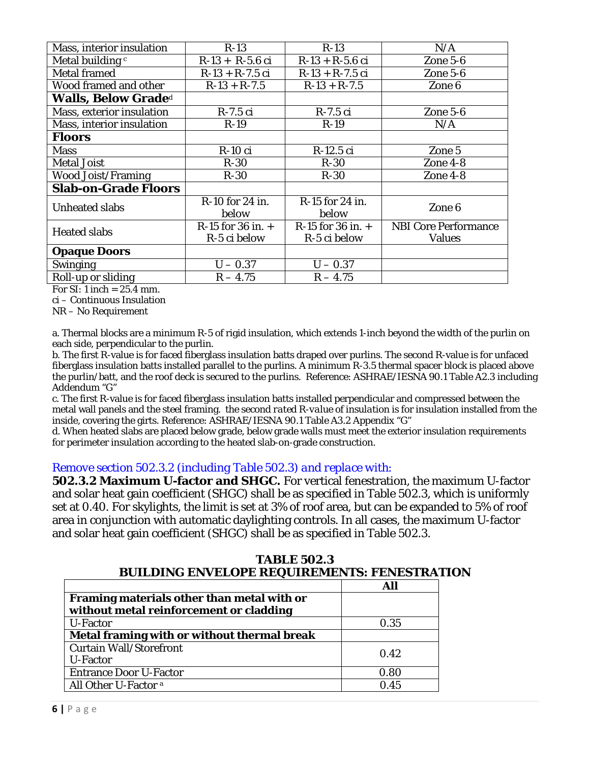| | | | |
|---|---|---|---|
| Mass, interior insulation | R-13 | R-13 | N/A |
| Metal building [c] | R-13 + R-5.6 ci | R-13 + R-5.6 ci | Zone 5-6 |
| Metal framed | R-13 + R-7.5 ci | R-13 + R-7.5 ci | Zone 5-6 |
| Wood framed and other | R-13 + R-7.5 | R-13 + R-7.5 | Zone 6 |
| **Walls, Below Grade**[d] | | | |
| Mass, exterior insulation | R-7.5 ci | R-7.5 ci | Zone 5-6 |
| Mass, interior insulation | R-19 | R-19 | N/A |
| **Floors** | | | |
| Mass | R-10 ci | R-12.5 ci | Zone 5 |
| Metal Joist | R-30 | R-30 | Zone 4-8 |
| Wood Joist/Framing | R-30 | R-30 | Zone 4-8 |
| **Slab-on-Grade Floors** | | | |
| Unheated slabs | R-10 for 24 in. below | R-15 for 24 in. below | Zone 6 |
| Heated slabs | R-15 for 36 in. + R-5 ci below | R-15 for 36 in. + R-5 ci below | NBI Core Performance Values |
| **Opaque Doors** | | | |
| Swinging | U – 0.37 | U – 0.37 | |
| Roll-up or sliding | R – 4.75 | R – 4.75 | |

For SI: 1 inch = 25.4 mm.

ci – Continuous Insulation

NR – No Requirement

a. Thermal blocks are a minimum R-5 of rigid insulation, which extends 1-inch beyond the width of the purlin on each side, perpendicular to the purlin.

b. The first R-value is for faced fiberglass insulation batts draped over purlins. The second R-value is for unfaced fiberglass insulation batts installed parallel to the purlins. A minimum R-3.5 thermal spacer block is placed above the purlin/batt, and the roof deck is secured to the purlins. Reference: ASHRAE/IESNA 90.1 Table A2.3 including Addendum "G"

c. The first R-value is for faced fiberglass insulation batts installed perpendicular and compressed between the metal wall panels and the steel framing. *the second rated R-value of insulation* is for insulation installed from the inside, covering the girts. Reference: ASHRAE/IESNA 90.1 Table A3.2 Appendix "G"

d. When heated slabs are placed below grade, below grade walls must meet the exterior insulation requirements for perimeter insulation according to the heated slab-on-grade construction.

*Remove section 502.3.2 (including Table 502.3) and replace with:*

**502.3.2 Maximum U-factor and SHGC.** For vertical fenestration, the maximum U-factor and solar heat gain coefficient (SHGC) shall be as specified in Table 502.3, which is uniformly set at 0.40. For skylights, the limit is set at 3% of roof area, but can be expanded to 5% of roof area in conjunction with automatic daylighting controls. In all cases, the maximum U-factor and solar heat gain coefficient (SHGC) shall be as specified in Table 502.3.

**TABLE 502.3**
**BUILDING ENVELOPE REQUIREMENTS: FENESTRATION**

| | **All** |
|---|---|
| **Framing materials other than metal with or without metal reinforcement or cladding** | |
| U-Factor | 0.35 |
| **Metal framing with or without thermal break** | |
| Curtain Wall/Storefront U-Factor | 0.42 |
| Entrance Door U-Factor | 0.80 |
| All Other U-Factor [a] | 0.45 |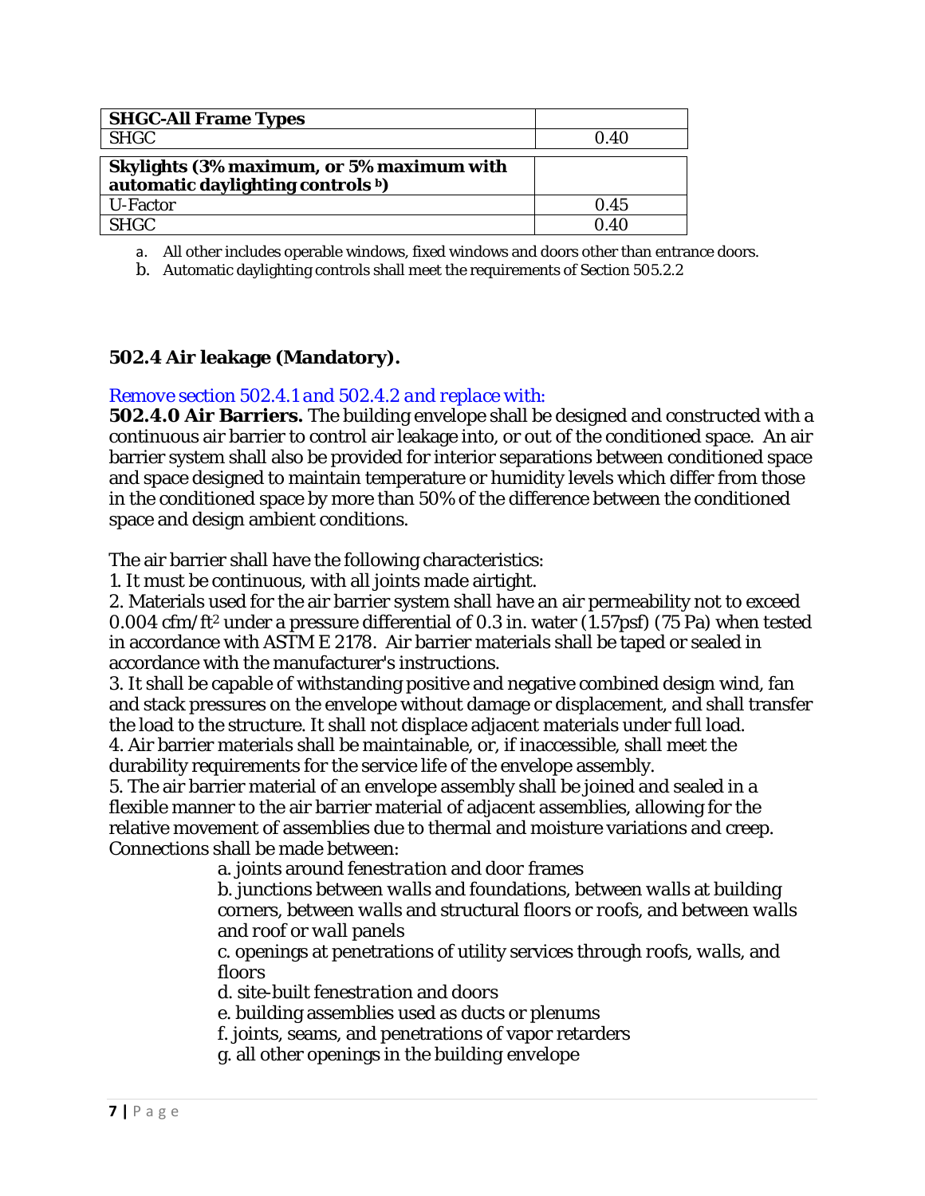| SHGC-All Frame Types | |
|---|---|
| SHGC | 0.40 |
| **Skylights (3% maximum, or 5% maximum with automatic daylighting controls [b])** | |
| U-Factor | 0.45 |
| SHGC | 0.40 |

a. All other includes operable windows, fixed windows and doors other than entrance doors.

b. Automatic daylighting controls shall meet the requirements of Section 505.2.2

### 502.4 Air leakage (Mandatory).

*Remove section 502.4.1 and 502.4.2 and replace with:*

**502.4.0 Air Barriers.** The building envelope shall be designed and constructed with a continuous air barrier to control air leakage into, or out of the conditioned space. An air barrier system shall also be provided for interior separations between conditioned space and space designed to maintain temperature or humidity levels which differ from those in the conditioned space by more than 50% of the difference between the conditioned space and design ambient conditions.

The air barrier shall have the following characteristics:

1. It must be continuous, with all joints made airtight.
2. Materials used for the air barrier system shall have an air permeability not to exceed 0.004 cfm/ft$^2$ under a pressure differential of 0.3 in. water (1.57psf) (75 Pa) when tested in accordance with ASTM E 2178. Air barrier materials shall be taped or sealed in accordance with the manufacturer's instructions.
3. It shall be capable of withstanding positive and negative combined design wind, fan and stack pressures on the envelope without damage or displacement, and shall transfer the load to the structure. It shall not displace adjacent materials under full load.
4. Air barrier materials shall be maintainable, or, if inaccessible, shall meet the durability requirements for the service life of the envelope assembly.
5. The air barrier material of an envelope assembly shall be joined and sealed in a flexible manner to the air barrier material of adjacent assemblies, allowing for the relative movement of assemblies due to thermal and moisture variations and creep. Connections shall be made between:
   - a. joints around *fenestration* and door frames
   - b. junctions between *walls* and foundations, between *walls* at building corners, between *walls* and structural floors or *roofs*, and between *walls* and *roof* or *wall* panels
   - c. openings at penetrations of utility services through *roofs*, *walls*, and floors
   - d. site-built *fenestration* and doors
   - e. building assemblies used as ducts or plenums
   - f. joints, seams, and penetrations of vapor retarders
   - g. all other openings in the building envelope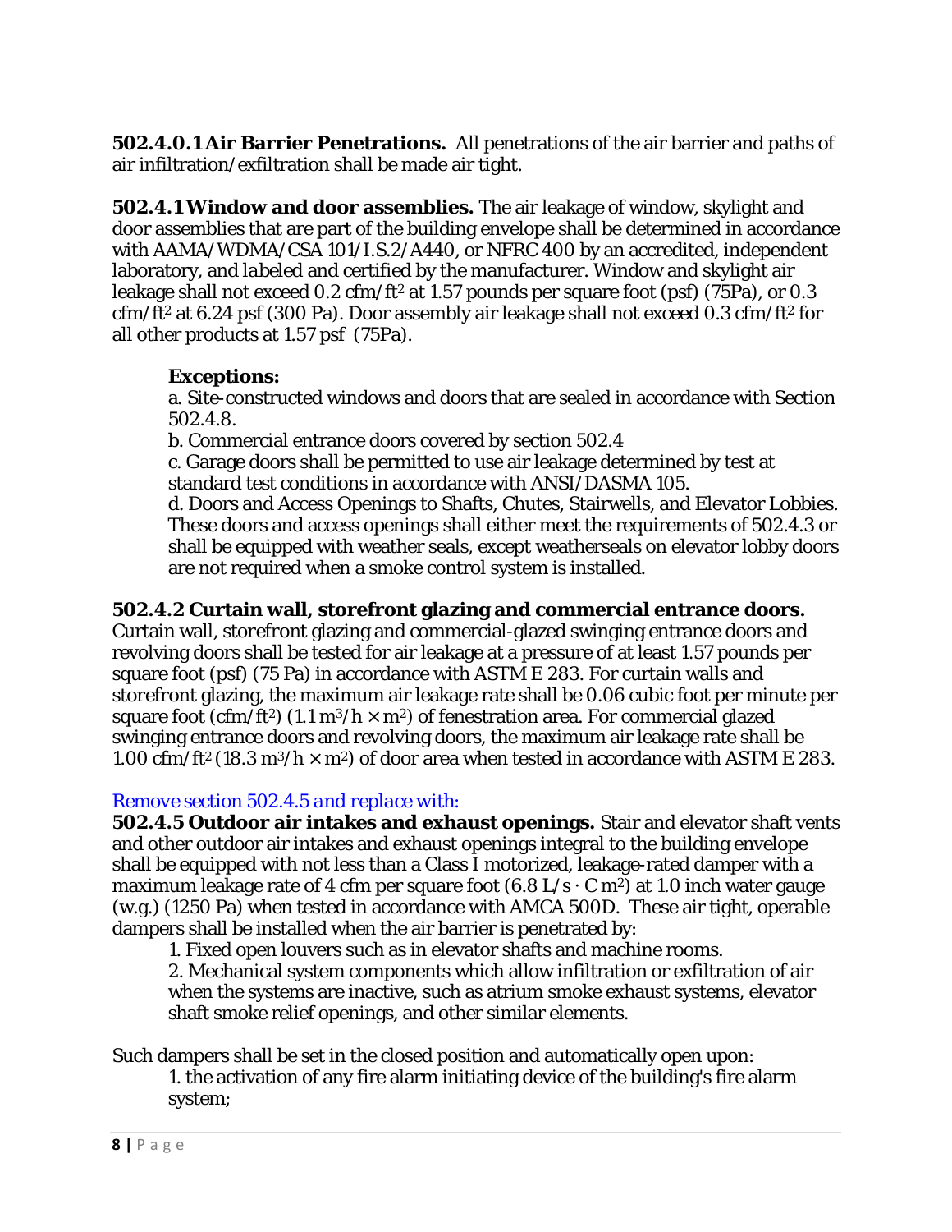**502.4.0.1 Air Barrier Penetrations.** All penetrations of the air barrier and paths of air infiltration/exfiltration shall be made air tight.

**502.4.1 Window and door assemblies.** The air leakage of window, skylight and door assemblies that are part of the building envelope shall be determined in accordance with AAMA/WDMA/CSA 101/I.S.2/A440, or NFRC 400 by an accredited, independent laboratory, and *labeled* and certified by the manufacturer. Window and skylight air leakage shall not exceed 0.2 cfm/ft$^2$ at 1.57 pounds per square foot (psf) (75Pa), or 0.3 cfm/ft$^2$ at 6.24 psf (300 Pa). Door assembly air leakage shall not exceed 0.3 cfm/ft$^2$ for all other products at 1.57 psf (75Pa).

**Exceptions:**

a. Site-constructed windows and doors that are sealed in accordance with Section 502.4.8.

b. Commercial entrance doors covered by section 502.4

c. Garage doors shall be permitted to use air leakage determined by test at standard test conditions in accordance with ANSI/DASMA 105.

d. Doors and Access Openings to Shafts, Chutes, Stairwells, and Elevator Lobbies. These doors and access openings shall either meet the requirements of 502.4.3 or shall be equipped with weather seals, except weatherseals on elevator lobby doors are not required when a smoke control system is installed.

**502.4.2 Curtain wall, storefront glazing and commercial entrance doors.** Curtain wall, storefront glazing and commercial-glazed swinging entrance doors and revolving doors shall be tested for air leakage at a pressure of at least 1.57 pounds per square foot (psf) (75 Pa) in accordance with ASTM E 283. For curtain walls and storefront glazing, the maximum air leakage rate shall be 0.06 cubic foot per minute per square foot (cfm/ft$^2$) (1.1 m$^3$/h × m$^2$) of fenestration area. For commercial glazed swinging entrance doors and revolving doors, the maximum air leakage rate shall be 1.00 cfm/ft$^2$ (18.3 m$^3$/h × m$^2$) of door area when tested in accordance with ASTM E 283.

*Remove section 502.4.5 and replace with:*

**502.4.5 Outdoor air intakes and exhaust openings.** Stair and elevator shaft vents and other outdoor air intakes and exhaust openings integral to the building envelope shall be equipped with not less than a Class I motorized, leakage-rated damper with a maximum leakage rate of 4 cfm per square foot (6.8 L/s · C m$^2$) at 1.0 inch water gauge (w.g.) (1250 Pa) when tested in accordance with AMCA 500D. These air tight, operable dampers shall be installed when the air barrier is penetrated by:

1. Fixed open louvers such as in elevator shafts and machine rooms.
2. Mechanical system components which allow infiltration or exfiltration of air when the systems are inactive, such as atrium smoke exhaust systems, elevator shaft smoke relief openings, and other similar elements.

Such dampers shall be set in the closed position and automatically open upon:

1. the activation of any fire alarm initiating device of the building's fire alarm system;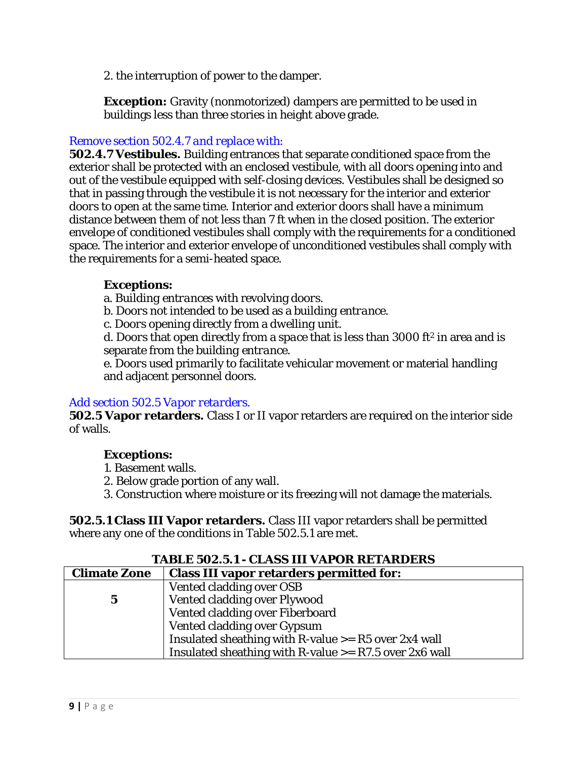2. the interruption of power to the damper.

**Exception:** Gravity (nonmotorized) dampers are permitted to be used in buildings less than three stories in height above grade.

*Remove section 502.4.7 and replace with:*

**502.4.7 Vestibules.** Building entrances that separate conditioned space from the exterior shall be protected with an enclosed vestibule, with all doors opening into and out of the vestibule equipped with self-closing devices. Vestibules shall be designed so that in passing through the vestibule it is not necessary for the interior and exterior doors to open at the same time. Interior and exterior doors shall have a minimum distance between them of not less than 7 ft when in the closed position. The exterior envelope of conditioned vestibules shall comply with the requirements for a conditioned space. The interior and exterior envelope of unconditioned vestibules shall comply with the requirements for a semi-heated space.

**Exceptions:**

a. Building entrances with revolving doors.
b. Doors not intended to be used as a building entrance.
c. Doors opening directly from a dwelling unit.
d. Doors that open directly from a space that is less than 3000 $ft^2$ in area and is separate from the building entrance.
e. Doors used primarily to facilitate vehicular movement or material handling and adjacent personnel doors.

*Add section 502.5 Vapor retarders.*

**502.5 Vapor retarders.** Class I or II vapor retarders are required on the interior side of walls.

**Exceptions:**

1. Basement walls.
2. Below grade portion of any wall.
3. Construction where moisture or its freezing will not damage the materials.

**502.5.1 Class III Vapor retarders.** Class III vapor retarders shall be permitted where any one of the conditions in Table 502.5.1 are met.

**TABLE 502.5.1 - CLASS III VAPOR RETARDERS**

| Climate Zone | Class III vapor retarders permitted for: |
|---|---|
| 5 | Vented cladding over OSB<br>Vented cladding over Plywood<br>Vented cladding over Fiberboard<br>Vented cladding over Gypsum<br>Insulated sheathing with R-value >= R5 over 2x4 wall<br>Insulated sheathing with R-value >= R7.5 over 2x6 wall |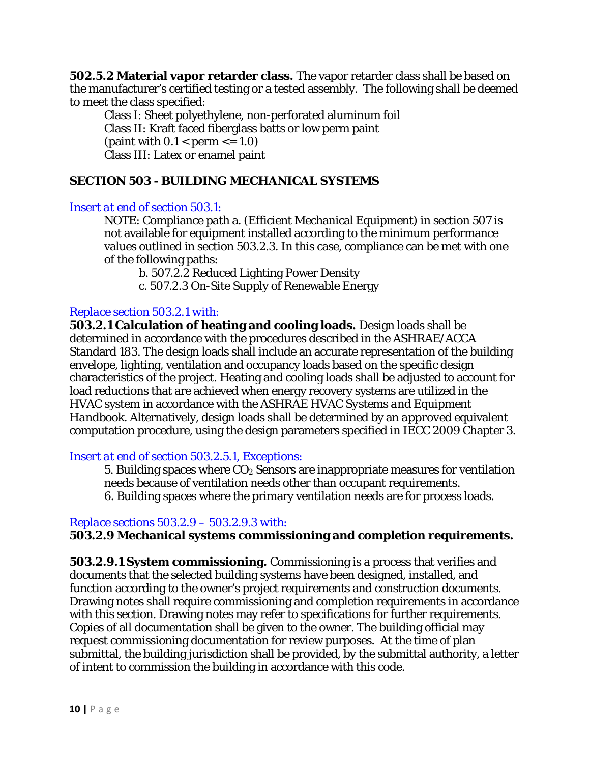**502.5.2 Material vapor retarder class.** The vapor retarder class shall be based on the manufacturer's certified testing or a tested assembly. The following shall be deemed to meet the class specified:

Class I: Sheet polyethylene, non-perforated aluminum foil
Class II: Kraft faced fiberglass batts or low perm paint
(paint with $0.1 < \text{perm} <= 1.0$)
Class III: Latex or enamel paint

## SECTION 503 - BUILDING MECHANICAL SYSTEMS

*Insert at end of section 503.1:*

NOTE: Compliance path a. (Efficient Mechanical Equipment) in section 507 is not available for equipment installed according to the minimum performance values outlined in section 503.2.3. In this case, compliance can be met with one of the following paths:

b. 507.2.2 Reduced Lighting Power Density
c. 507.2.3 On-Site Supply of Renewable Energy

*Replace section 503.2.1 with:*

**503.2.1 Calculation of heating and cooling loads.** Design loads shall be determined in accordance with the procedures described in the ASHRAE/ACCA Standard 183. The design loads shall include an accurate representation of the building envelope, lighting, ventilation and occupancy loads based on the specific design characteristics of the project. Heating and cooling loads shall be adjusted to account for load reductions that are achieved when energy recovery systems are utilized in the HVAC system in accordance with the ASHRAE *HVAC Systems and Equipment Handbook*. Alternatively, design loads shall be determined by an *approved* equivalent computation procedure, using the design parameters specified in IECC 2009 Chapter 3.

*Insert at end of section 503.2.5.1, Exceptions:*

5. Building spaces where $CO_2$ Sensors are inappropriate measures for ventilation needs because of ventilation needs other than occupant requirements.
6. Building spaces where the primary ventilation needs are for process loads.

*Replace sections 503.2.9 – 503.2.9.3 with:*

**503.2.9 Mechanical systems commissioning and completion requirements.**

**503.2.9.1 System commissioning.** Commissioning is a process that verifies and documents that the selected building systems have been designed, installed, and function according to the owner's project requirements and construction documents. Drawing notes shall require commissioning and completion requirements in accordance with this section. Drawing notes may refer to specifications for further requirements. Copies of all documentation shall be given to the owner. The building official may request commissioning documentation for review purposes. At the time of plan submittal, the building jurisdiction shall be provided, by the submittal authority, a letter of intent to commission the building in accordance with this code.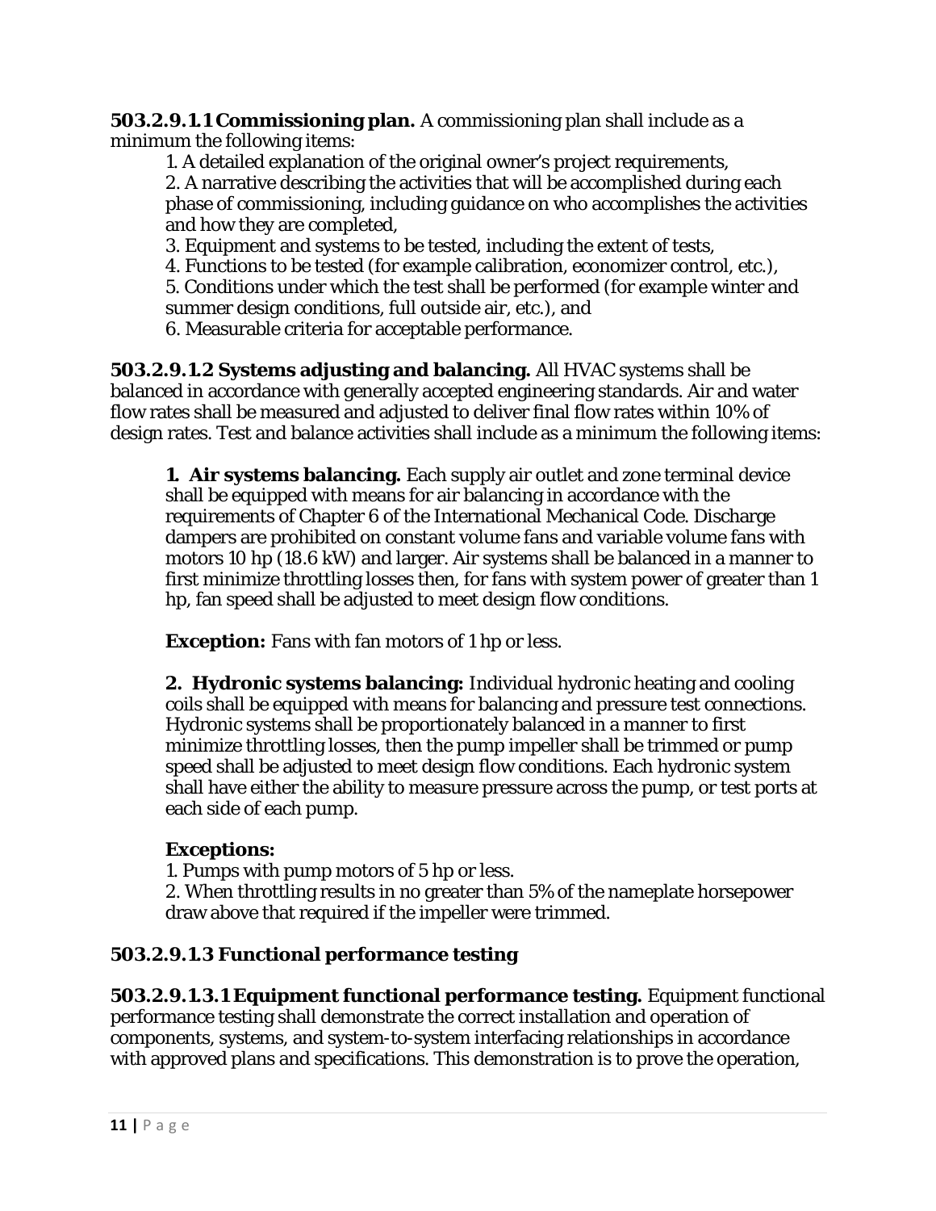**503.2.9.1.1 Commissioning plan.** A commissioning plan shall include as a minimum the following items:

1. A detailed explanation of the original owner's project requirements,
2. A narrative describing the activities that will be accomplished during each phase of commissioning, including guidance on who accomplishes the activities and how they are completed,
3. Equipment and systems to be tested, including the extent of tests,
4. Functions to be tested (for example calibration, economizer control, etc.),
5. Conditions under which the test shall be performed (for example winter and summer design conditions, full outside air, etc.), and
6. Measurable criteria for acceptable performance.

**503.2.9.1.2 Systems adjusting and balancing.** All HVAC systems shall be balanced in accordance with generally accepted engineering standards. Air and water flow rates shall be measured and adjusted to deliver final flow rates within 10% of design rates. Test and balance activities shall include as a minimum the following items:

**1. Air systems balancing.** Each supply air outlet and zone terminal device shall be equipped with means for air balancing in accordance with the requirements of Chapter 6 of the International Mechanical Code. Discharge dampers are prohibited on constant volume fans and variable volume fans with motors 10 hp (18.6 kW) and larger. Air systems shall be balanced in a manner to first minimize throttling losses then, for fans with system power of greater than 1 hp, fan speed shall be adjusted to meet design flow conditions.

**Exception:** Fans with fan motors of 1 hp or less.

**2. Hydronic systems balancing:** Individual hydronic heating and cooling coils shall be equipped with means for balancing and pressure test connections. Hydronic systems shall be proportionately balanced in a manner to first minimize throttling losses, then the pump impeller shall be trimmed or pump speed shall be adjusted to meet design flow conditions. Each hydronic system shall have either the ability to measure pressure across the pump, or test ports at each side of each pump.

**Exceptions:**

1. Pumps with pump motors of 5 hp or less.
2. When throttling results in no greater than 5% of the nameplate horsepower draw above that required if the impeller were trimmed.

**503.2.9.1.3 Functional performance testing**

**503.2.9.1.3.1 Equipment functional performance testing.** Equipment functional performance testing shall demonstrate the correct installation and operation of components, systems, and system-to-system interfacing relationships in accordance with approved plans and specifications. This demonstration is to prove the operation,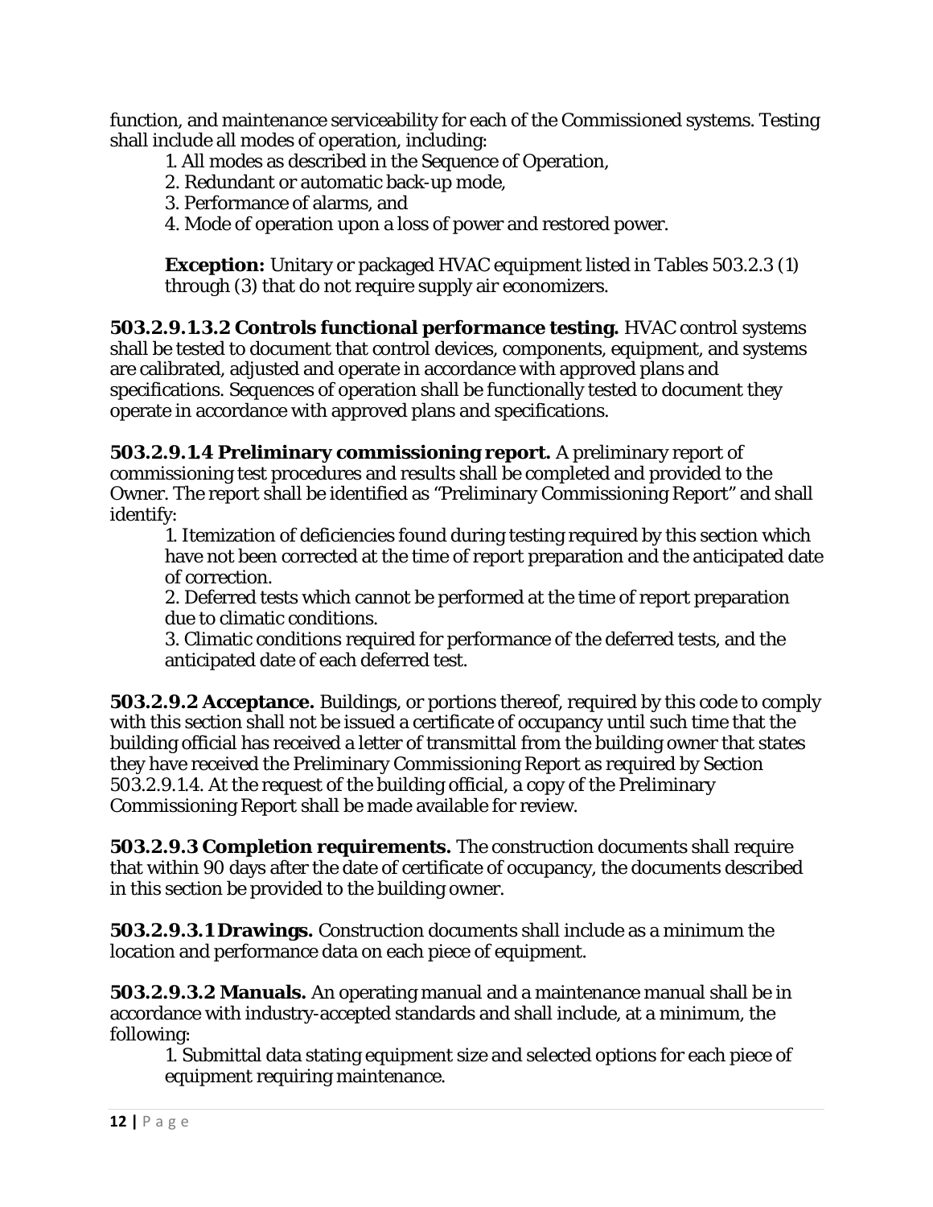function, and maintenance serviceability for each of the Commissioned systems. Testing shall include all modes of operation, including:

1. All modes as described in the Sequence of Operation,
2. Redundant or automatic back-up mode,
3. Performance of alarms, and
4. Mode of operation upon a loss of power and restored power.

**Exception:** Unitary or packaged HVAC equipment listed in Tables 503.2.3 (1) through (3) that do not require supply air economizers.

**503.2.9.1.3.2 Controls functional performance testing.** HVAC control systems shall be tested to document that control devices, components, equipment, and systems are calibrated, adjusted and operate in accordance with approved plans and specifications. Sequences of operation shall be functionally tested to document they operate in accordance with approved plans and specifications.

**503.2.9.1.4 Preliminary commissioning report.** A preliminary report of commissioning test procedures and results shall be completed and provided to the Owner. The report shall be identified as "Preliminary Commissioning Report" and shall identify:

1. Itemization of deficiencies found during testing required by this section which have not been corrected at the time of report preparation and the anticipated date of correction.
2. Deferred tests which cannot be performed at the time of report preparation due to climatic conditions.
3. Climatic conditions required for performance of the deferred tests, and the anticipated date of each deferred test.

**503.2.9.2 Acceptance.** Buildings, or portions thereof, required by this code to comply with this section shall not be issued a certificate of occupancy until such time that the building official has received a letter of transmittal from the building owner that states they have received the Preliminary Commissioning Report as required by Section 503.2.9.1.4. At the request of the building official, a copy of the Preliminary Commissioning Report shall be made available for review.

**503.2.9.3 Completion requirements.** The construction documents shall require that within 90 days after the date of certificate of occupancy, the documents described in this section be provided to the building owner.

**503.2.9.3.1 Drawings.** Construction documents shall include as a minimum the location and performance data on each piece of equipment.

**503.2.9.3.2 Manuals.** An operating manual and a maintenance manual shall be in accordance with industry-accepted standards and shall include, at a minimum, the following:

1. Submittal data stating equipment size and selected options for each piece of equipment requiring maintenance.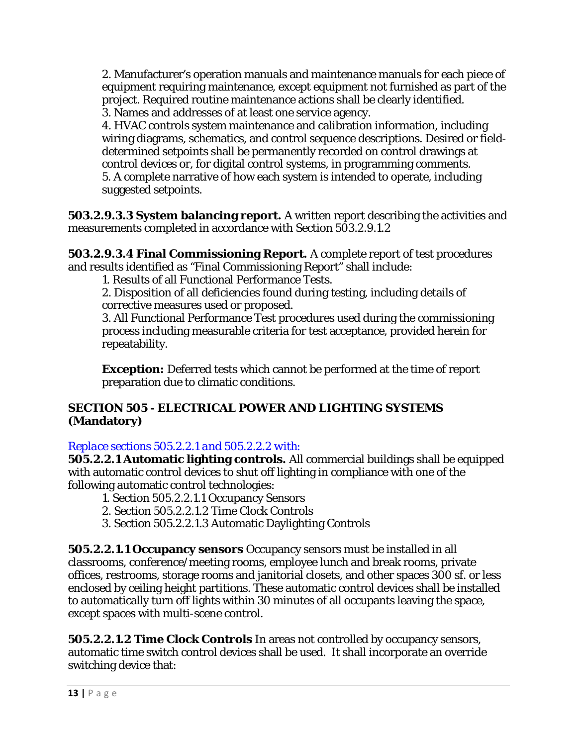2. Manufacturer's operation manuals and maintenance manuals for each piece of equipment requiring maintenance, except equipment not furnished as part of the project. Required routine maintenance actions shall be clearly identified.
3. Names and addresses of at least one service agency.
4. HVAC controls system maintenance and calibration information, including wiring diagrams, schematics, and control sequence descriptions. Desired or field-determined setpoints shall be permanently recorded on control drawings at control devices or, for digital control systems, in programming comments.
5. A complete narrative of how each system is intended to operate, including suggested setpoints.

**503.2.9.3.3 System balancing report.** A written report describing the activities and measurements completed in accordance with Section 503.2.9.1.2

**503.2.9.3.4 Final Commissioning Report.** A complete report of test procedures and results identified as "Final Commissioning Report" shall include:

1. Results of all Functional Performance Tests.
2. Disposition of all deficiencies found during testing, including details of corrective measures used or proposed.
3. All Functional Performance Test procedures used during the commissioning process including measurable criteria for test acceptance, provided herein for repeatability.

**Exception:** Deferred tests which cannot be performed at the time of report preparation due to climatic conditions.

## SECTION 505 - ELECTRICAL POWER AND LIGHTING SYSTEMS (Mandatory)

*Replace sections 505.2.2.1 and 505.2.2.2 with:*

**505.2.2.1 Automatic lighting controls.** All commercial buildings shall be equipped with automatic control devices to shut off lighting in compliance with one of the following automatic control technologies:

1. Section 505.2.2.1.1 Occupancy Sensors
2. Section 505.2.2.1.2 Time Clock Controls
3. Section 505.2.2.1.3 Automatic Daylighting Controls

**505.2.2.1.1 Occupancy sensors** Occupancy sensors must be installed in all classrooms, conference/meeting rooms, employee lunch and break rooms, private offices, restrooms, storage rooms and janitorial closets, and other spaces 300 sf. or less enclosed by ceiling height partitions. These automatic control devices shall be installed to automatically turn off lights within 30 minutes of all occupants leaving the space, except spaces with multi-scene control.

**505.2.2.1.2 Time Clock Controls** In areas not controlled by occupancy sensors, automatic time switch control devices shall be used. It shall incorporate an override switching device that: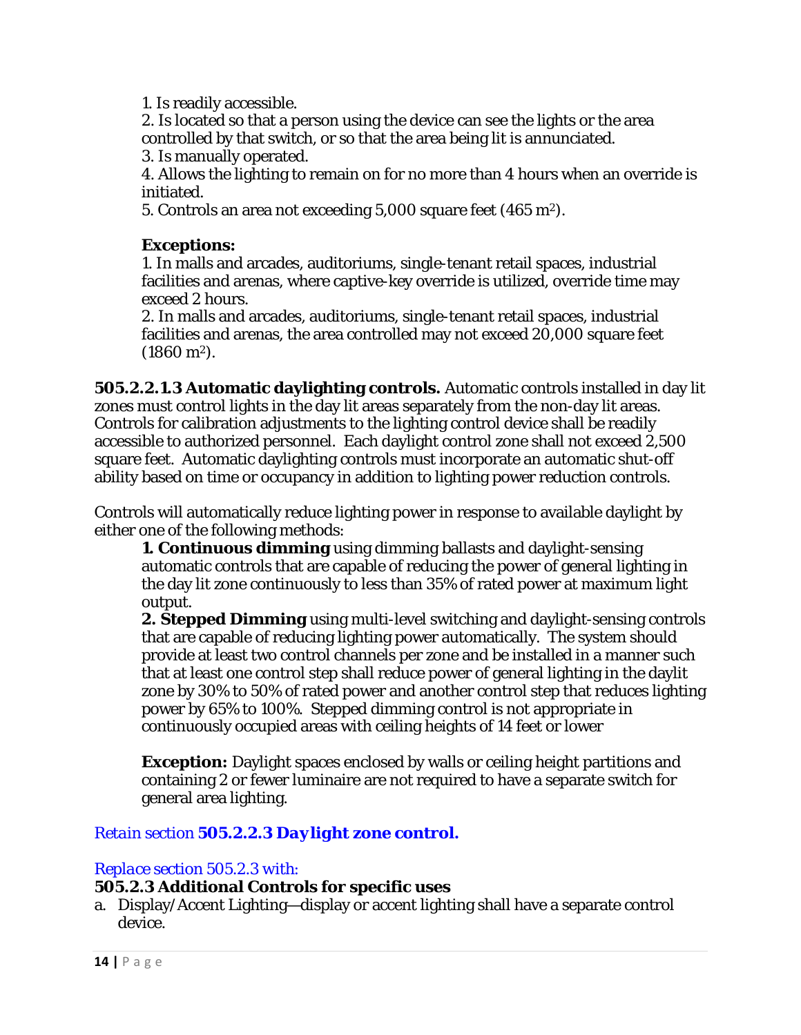1. Is readily accessible.
2. Is located so that a person using the device can see the lights or the area controlled by that switch, or so that the area being lit is annunciated.
3. Is manually operated.
4. Allows the lighting to remain on for no more than 4 hours when an override is initiated.
5. Controls an area not exceeding 5,000 square feet (465 $m^2$).

**Exceptions:**
1. In malls and arcades, auditoriums, single-tenant retail spaces, industrial facilities and arenas, where captive-key override is utilized, override time may exceed 2 hours.
2. In malls and arcades, auditoriums, single-tenant retail spaces, industrial facilities and arenas, the area controlled may not exceed 20,000 square feet (1860 $m^2$).

**505.2.2.1.3 Automatic daylighting controls.** Automatic controls installed in day lit zones must control lights in the day lit areas separately from the non-day lit areas. Controls for calibration adjustments to the lighting control device shall be readily accessible to authorized personnel. Each daylight control zone shall not exceed 2,500 square feet. Automatic daylighting controls must incorporate an automatic shut-off ability based on time or occupancy in addition to lighting power reduction controls.

Controls will automatically reduce lighting power in response to available daylight by either one of the following methods:

**1. Continuous dimming** using dimming ballasts and daylight-sensing automatic controls that are capable of reducing the power of general lighting in the day lit zone continuously to less than 35% of rated power at maximum light output.
**2. Stepped Dimming** using multi-level switching and daylight-sensing controls that are capable of reducing lighting power automatically. The system should provide at least two control channels per zone and be installed in a manner such that at least one control step shall reduce power of general lighting in the daylit zone by 30% to 50% of rated power and another control step that reduces lighting power by 65% to 100%. Stepped dimming control is not appropriate in continuously occupied areas with ceiling heights of 14 feet or lower

**Exception:** Daylight spaces enclosed by walls or ceiling height partitions and containing 2 or fewer luminaire are not required to have a separate switch for general area lighting.

Retain section ***505.2.2.3 Daylight zone control.***

*Replace section 505.2.3 with:*

**505.2.3 Additional Controls for specific uses**

a. Display/Accent Lighting—display or accent lighting shall have a separate control device.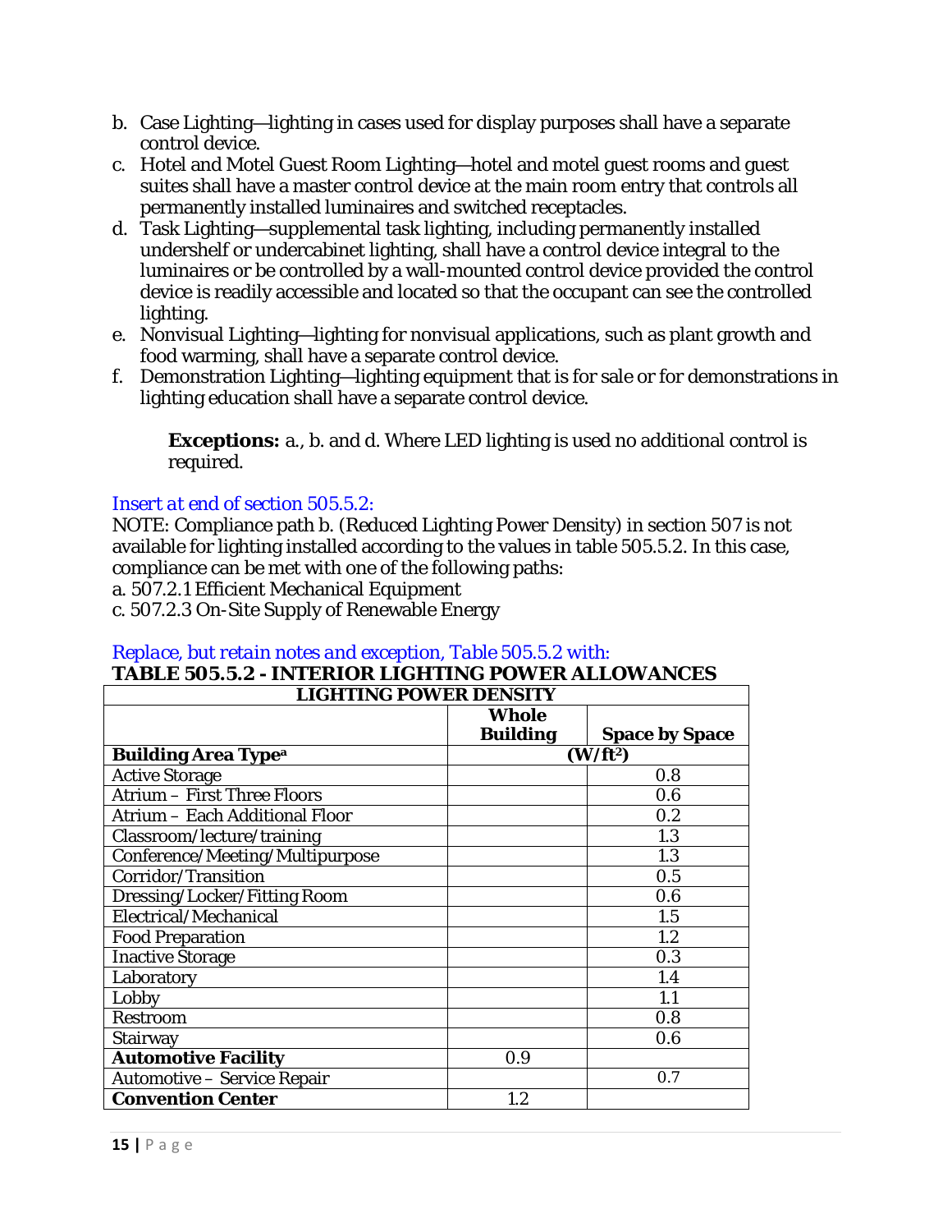b. Case Lighting—lighting in cases used for display purposes shall have a separate control device.
c. Hotel and Motel Guest Room Lighting—hotel and motel guest rooms and guest suites shall have a master control device at the main room entry that controls all permanently installed luminaires and switched receptacles.
d. Task Lighting—supplemental task lighting, including permanently installed undershelf or undercabinet lighting, shall have a control device integral to the luminaires or be controlled by a wall-mounted control device provided the control device is readily accessible and located so that the occupant can see the controlled lighting.
e. Nonvisual Lighting—lighting for nonvisual applications, such as plant growth and food warming, shall have a separate control device.
f. Demonstration Lighting—lighting equipment that is for sale or for demonstrations in lighting education shall have a separate control device.

> **Exceptions:** a., b. and d. Where LED lighting is used no additional control is required.

*Insert at end of section 505.5.2:*

NOTE: Compliance path b. (Reduced Lighting Power Density) in section 507 is not available for lighting installed according to the values in table 505.5.2. In this case, compliance can be met with one of the following paths:
a. 507.2.1 Efficient Mechanical Equipment
c. 507.2.3 On-Site Supply of Renewable Energy

*Replace, but retain notes and exception, Table 505.5.2 with:*

**TABLE 505.5.2 - INTERIOR LIGHTING POWER ALLOWANCES**

| **LIGHTING POWER DENSITY** | | |
|---|---|---|
| | **Whole Building** | **Space by Space** |
| **Building Area Type[a]** | **($W/ft^2$)** | |
| Active Storage | | 0.8 |
| Atrium – First Three Floors | | 0.6 |
| Atrium – Each Additional Floor | | 0.2 |
| Classroom/lecture/training | | 1.3 |
| Conference/Meeting/Multipurpose | | 1.3 |
| Corridor/Transition | | 0.5 |
| Dressing/Locker/Fitting Room | | 0.6 |
| Electrical/Mechanical | | 1.5 |
| Food Preparation | | 1.2 |
| Inactive Storage | | 0.3 |
| Laboratory | | 1.4 |
| Lobby | | 1.1 |
| Restroom | | 0.8 |
| Stairway | | 0.6 |
| **Automotive Facility** | 0.9 | |
| Automotive – Service Repair | | 0.7 |
| **Convention Center** | 1.2 | |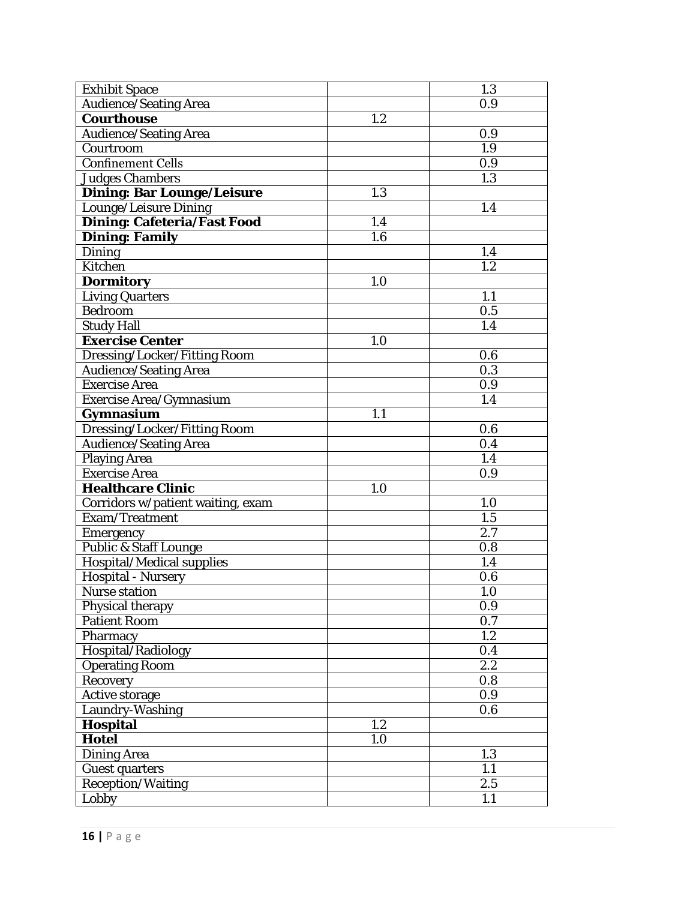| Exhibit Space | | 1.3 |
|---|---|---|
| Audience/Seating Area | | 0.9 |
| **Courthouse** | 1.2 | |
| Audience/Seating Area | | 0.9 |
| Courtroom | | 1.9 |
| Confinement Cells | | 0.9 |
| Judges Chambers | | 1.3 |
| **Dining: Bar Lounge/Leisure** | 1.3 | |
| Lounge/Leisure Dining | | 1.4 |
| **Dining: Cafeteria/Fast Food** | 1.4 | |
| **Dining: Family** | 1.6 | |
| Dining | | 1.4 |
| Kitchen | | 1.2 |
| **Dormitory** | 1.0 | |
| Living Quarters | | 1.1 |
| Bedroom | | 0.5 |
| Study Hall | | 1.4 |
| **Exercise Center** | 1.0 | |
| Dressing/Locker/Fitting Room | | 0.6 |
| Audience/Seating Area | | 0.3 |
| Exercise Area | | 0.9 |
| Exercise Area/Gymnasium | | 1.4 |
| **Gymnasium** | 1.1 | |
| Dressing/Locker/Fitting Room | | 0.6 |
| Audience/Seating Area | | 0.4 |
| Playing Area | | 1.4 |
| Exercise Area | | 0.9 |
| **Healthcare Clinic** | 1.0 | |
| Corridors w/patient waiting, exam | | 1.0 |
| Exam/Treatment | | 1.5 |
| Emergency | | 2.7 |
| Public & Staff Lounge | | 0.8 |
| Hospital/Medical supplies | | 1.4 |
| Hospital - Nursery | | 0.6 |
| Nurse station | | 1.0 |
| Physical therapy | | 0.9 |
| Patient Room | | 0.7 |
| Pharmacy | | 1.2 |
| Hospital/Radiology | | 0.4 |
| Operating Room | | 2.2 |
| Recovery | | 0.8 |
| Active storage | | 0.9 |
| Laundry-Washing | | 0.6 |
| **Hospital** | 1.2 | |
| **Hotel** | 1.0 | |
| Dining Area | | 1.3 |
| Guest quarters | | 1.1 |
| Reception/Waiting | | 2.5 |
| Lobby | | 1.1 |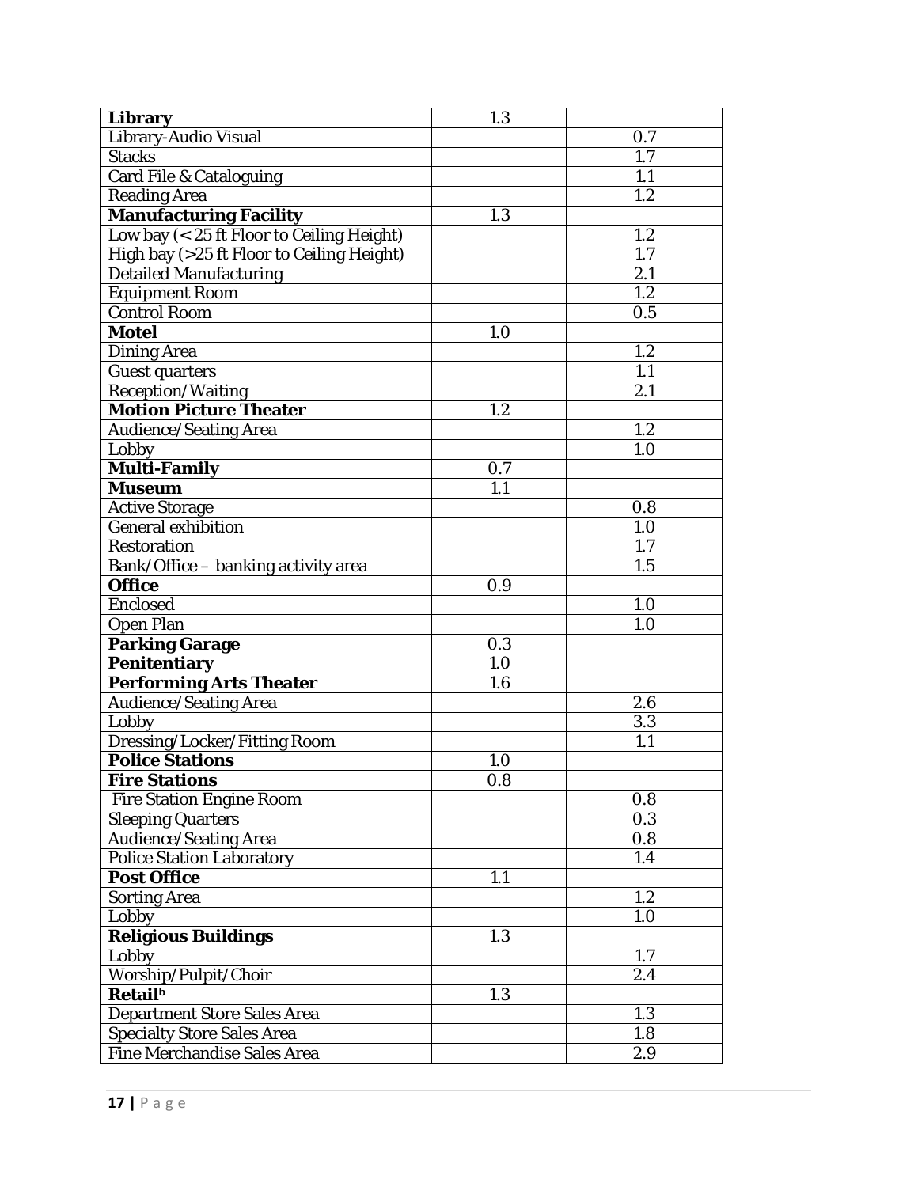| | | |
|---|---|---|
| **Library** | 1.3 | |
| Library-Audio Visual | | 0.7 |
| Stacks | | 1.7 |
| Card File & Cataloguing | | 1.1 |
| Reading Area | | 1.2 |
| **Manufacturing Facility** | 1.3 | |
| Low bay (< 25 ft Floor to Ceiling Height) | | 1.2 |
| High bay (>25 ft Floor to Ceiling Height) | | 1.7 |
| Detailed Manufacturing | | 2.1 |
| Equipment Room | | 1.2 |
| Control Room | | 0.5 |
| **Motel** | 1.0 | |
| Dining Area | | 1.2 |
| Guest quarters | | 1.1 |
| Reception/Waiting | | 2.1 |
| **Motion Picture Theater** | 1.2 | |
| Audience/Seating Area | | 1.2 |
| Lobby | | 1.0 |
| **Multi-Family** | 0.7 | |
| **Museum** | 1.1 | |
| Active Storage | | 0.8 |
| General exhibition | | 1.0 |
| Restoration | | 1.7 |
| Bank/Office – banking activity area | | 1.5 |
| **Office** | 0.9 | |
| Enclosed | | 1.0 |
| Open Plan | | 1.0 |
| **Parking Garage** | 0.3 | |
| **Penitentiary** | 1.0 | |
| **Performing Arts Theater** | 1.6 | |
| Audience/Seating Area | | 2.6 |
| Lobby | | 3.3 |
| Dressing/Locker/Fitting Room | | 1.1 |
| **Police Stations** | 1.0 | |
| **Fire Stations** | 0.8 | |
| Fire Station Engine Room | | 0.8 |
| Sleeping Quarters | | 0.3 |
| Audience/Seating Area | | 0.8 |
| Police Station Laboratory | | 1.4 |
| **Post Office** | 1.1 | |
| Sorting Area | | 1.2 |
| Lobby | | 1.0 |
| **Religious Buildings** | 1.3 | |
| Lobby | | 1.7 |
| Worship/Pulpit/Choir | | 2.4 |
| **Retail**[b] | 1.3 | |
| Department Store Sales Area | | 1.3 |
| Specialty Store Sales Area | | 1.8 |
| Fine Merchandise Sales Area | | 2.9 |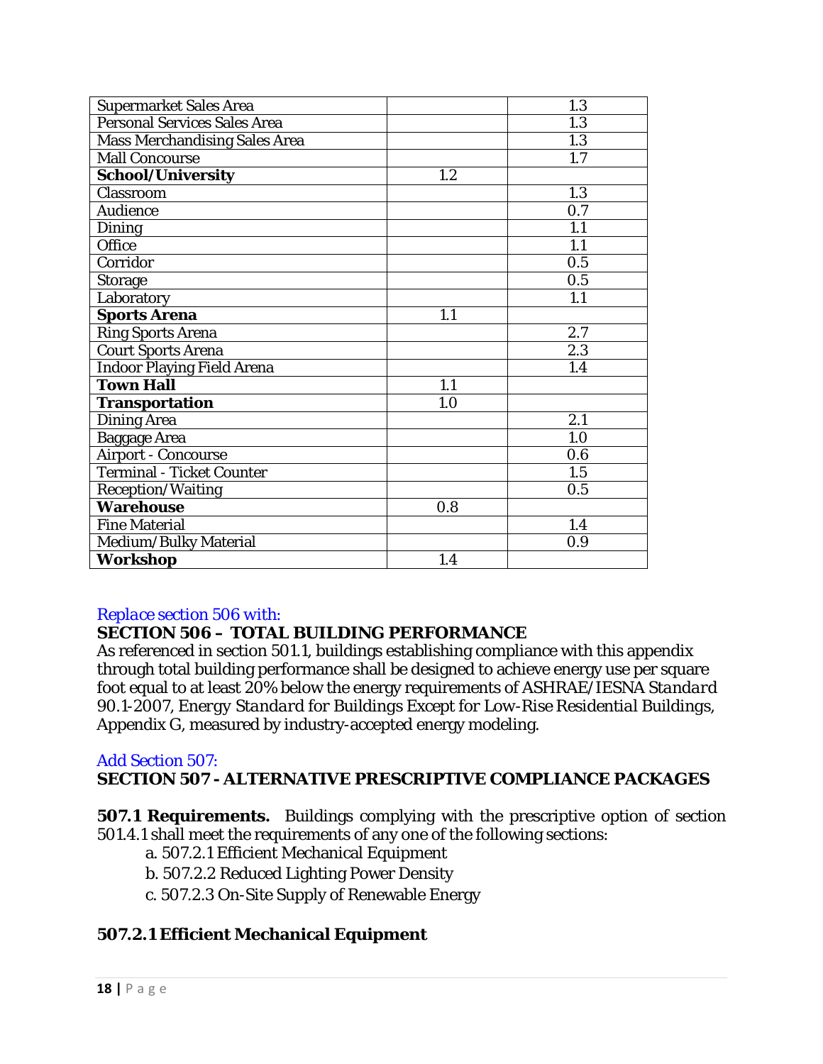| Supermarket Sales Area | | 1.3 |
|---|---|---|
| Personal Services Sales Area | | 1.3 |
| Mass Merchandising Sales Area | | 1.3 |
| Mall Concourse | | 1.7 |
| **School/University** | 1.2 | |
| Classroom | | 1.3 |
| Audience | | 0.7 |
| Dining | | 1.1 |
| Office | | 1.1 |
| Corridor | | 0.5 |
| Storage | | 0.5 |
| Laboratory | | 1.1 |
| **Sports Arena** | 1.1 | |
| Ring Sports Arena | | 2.7 |
| Court Sports Arena | | 2.3 |
| Indoor Playing Field Arena | | 1.4 |
| **Town Hall** | 1.1 | |
| **Transportation** | 1.0 | |
| Dining Area | | 2.1 |
| Baggage Area | | 1.0 |
| Airport - Concourse | | 0.6 |
| Terminal - Ticket Counter | | 1.5 |
| Reception/Waiting | | 0.5 |
| **Warehouse** | 0.8 | |
| Fine Material | | 1.4 |
| Medium/Bulky Material | | 0.9 |
| **Workshop** | 1.4 | |

*Replace section 506 with:*

**SECTION 506 – TOTAL BUILDING PERFORMANCE**

As referenced in section 501.1, buildings establishing compliance with this appendix through total building performance shall be designed to achieve energy use per square foot equal to at least 20% below the energy requirements of ASHRAE/IESNA *Standard 90.1-2007, Energy Standard for Buildings Except for Low-Rise Residential Buildings*, Appendix G, measured by industry-accepted energy modeling.

*Add Section 507:*

**SECTION 507 - ALTERNATIVE PRESCRIPTIVE COMPLIANCE PACKAGES**

**507.1 Requirements.** Buildings complying with the prescriptive option of section 501.4.1 shall meet the requirements of any one of the following sections:

a. 507.2.1 Efficient Mechanical Equipment
b. 507.2.2 Reduced Lighting Power Density
c. 507.2.3 On-Site Supply of Renewable Energy

**507.2.1 Efficient Mechanical Equipment**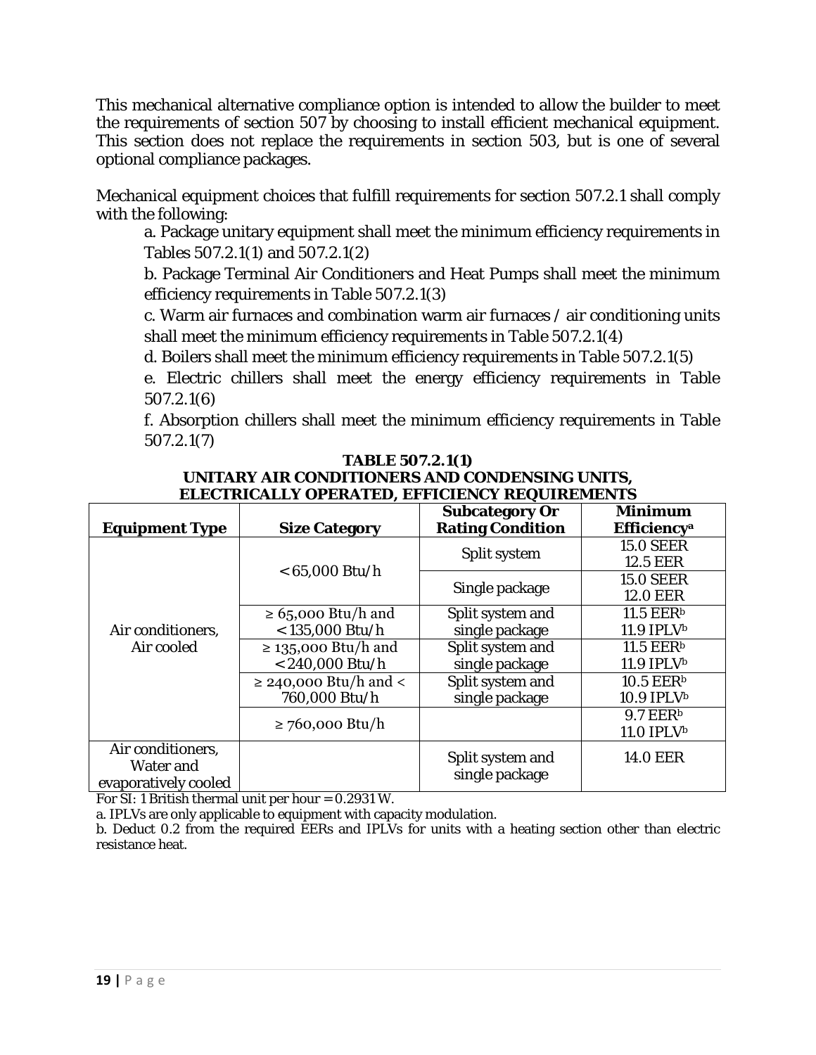This mechanical alternative compliance option is intended to allow the builder to meet the requirements of section 507 by choosing to install efficient mechanical equipment. This section does not replace the requirements in section 503, but is one of several optional compliance packages.

Mechanical equipment choices that fulfill requirements for section 507.2.1 shall comply with the following:

a. Package unitary equipment shall meet the minimum efficiency requirements in Tables 507.2.1(1) and 507.2.1(2)

b. Package Terminal Air Conditioners and Heat Pumps shall meet the minimum efficiency requirements in Table 507.2.1(3)

c. Warm air furnaces and combination warm air furnaces / air conditioning units shall meet the minimum efficiency requirements in Table 507.2.1(4)

d. Boilers shall meet the minimum efficiency requirements in Table 507.2.1(5)

e. Electric chillers shall meet the energy efficiency requirements in Table 507.2.1(6)

f. Absorption chillers shall meet the minimum efficiency requirements in Table 507.2.1(7)

**TABLE 507.2.1(1)**
**UNITARY AIR CONDITIONERS AND CONDENSING UNITS, ELECTRICALLY OPERATED, EFFICIENCY REQUIREMENTS**

| Equipment Type | Size Category | Subcategory Or Rating Condition | Minimum Efficiency[a] |
|---|---|---|---|
| Air conditioners, Air cooled | < 65,000 Btu/h | Split system | 15.0 SEER<br>12.5 EER |
| | | Single package | 15.0 SEER<br>12.0 EER |
| | ≥ 65,000 Btu/h and < 135,000 Btu/h | Split system and single package | 11.5 EER[b]<br>11.9 IPLV[b] |
| | ≥ 135,000 Btu/h and < 240,000 Btu/h | Split system and single package | 11.5 EER[b]<br>11.9 IPLV[b] |
| | ≥ 240,000 Btu/h and < 760,000 Btu/h | Split system and single package | 10.5 EER[b]<br>10.9 IPLV[b] |
| | ≥ 760,000 Btu/h | | 9.7 EER[b]<br>11.0 IPLV[b] |
| Air conditioners, Water and evaporatively cooled | | Split system and single package | 14.0 EER |

For SI: 1 British thermal unit per hour = 0.2931 W.

a. IPLVs are only applicable to equipment with capacity modulation.

b. Deduct 0.2 from the required EERs and IPLVs for units with a heating section other than electric resistance heat.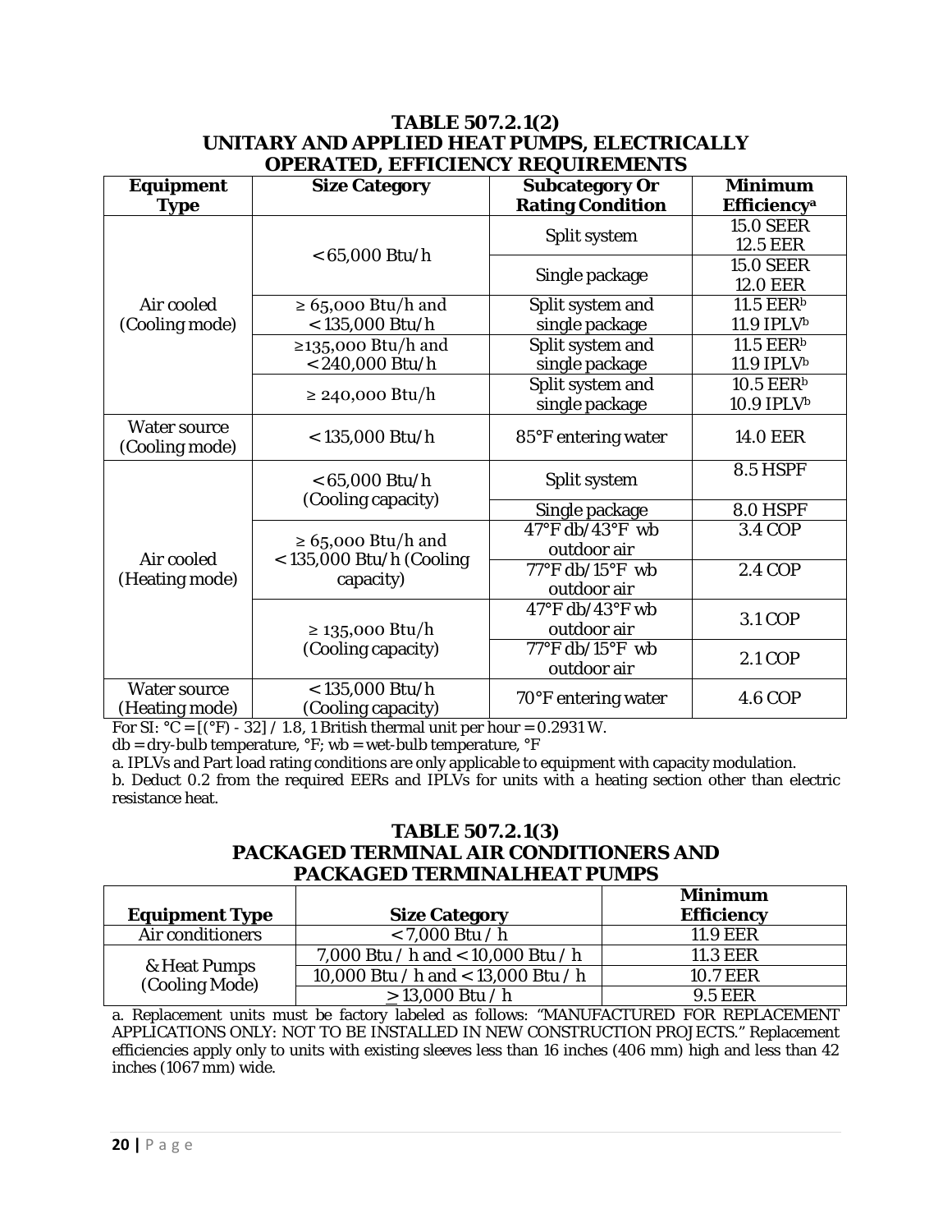### TABLE 507.2.1(2)
### UNITARY AND APPLIED HEAT PUMPS, ELECTRICALLY OPERATED, EFFICIENCY REQUIREMENTS

| Equipment Type | Size Category | Subcategory Or Rating Condition | Minimum Efficiency[a] |
|---|---|---|---|
| Air cooled (Cooling mode) | < 65,000 Btu/h | Split system | 15.0 SEER 12.5 EER |
| | | Single package | 15.0 SEER 12.0 EER |
| | ≥ 65,000 Btu/h and < 135,000 Btu/h | Split system and single package | 11.5 EER[b] 11.9 IPLV[b] |
| | ≥135,000 Btu/h and < 240,000 Btu/h | Split system and single package | 11.5 EER[b] 11.9 IPLV[b] |
| | ≥ 240,000 Btu/h | Split system and single package | 10.5 EER[b] 10.9 IPLV[b] |
| Water source (Cooling mode) | < 135,000 Btu/h | 85°F entering water | 14.0 EER |
| Air cooled (Heating mode) | < 65,000 Btu/h (Cooling capacity) | Split system | 8.5 HSPF |
| | | Single package | 8.0 HSPF |
| | ≥ 65,000 Btu/h and < 135,000 Btu/h (Cooling capacity) | 47°F db/43°F wb outdoor air | 3.4 COP |
| | | 77°F db/15°F wb outdoor air | 2.4 COP |
| | ≥ 135,000 Btu/h (Cooling capacity) | 47°F db/43°F wb outdoor air | 3.1 COP |
| | | 77°F db/15°F wb outdoor air | 2.1 COP |
| Water source (Heating mode) | < 135,000 Btu/h (Cooling capacity) | 70°F entering water | 4.6 COP |

For SI: °C = [(°F) - 32] / 1.8, 1 British thermal unit per hour = 0.2931 W.

db = dry-bulb temperature, °F; wb = wet-bulb temperature, °F

a. IPLVs and Part load rating conditions are only applicable to equipment with capacity modulation.

b. Deduct 0.2 from the required EERs and IPLVs for units with a heating section other than electric resistance heat.

### TABLE 507.2.1(3)
### PACKAGED TERMINAL AIR CONDITIONERS AND PACKAGED TERMINALHEAT PUMPS

| Equipment Type | Size Category | Minimum Efficiency |
|---|---|---|
| Air conditioners | < 7,000 Btu / h | 11.9 EER |
| & Heat Pumps (Cooling Mode) | 7,000 Btu / h and < 10,000 Btu / h | 11.3 EER |
| | 10,000 Btu / h and < 13,000 Btu / h | 10.7 EER |
| | ≥ 13,000 Btu / h | 9.5 EER |

a. Replacement units must be factory labeled as follows: "MANUFACTURED FOR REPLACEMENT APPLICATIONS ONLY: NOT TO BE INSTALLED IN NEW CONSTRUCTION PROJECTS." Replacement efficiencies apply only to units with existing sleeves less than 16 inches (406 mm) high and less than 42 inches (1067 mm) wide.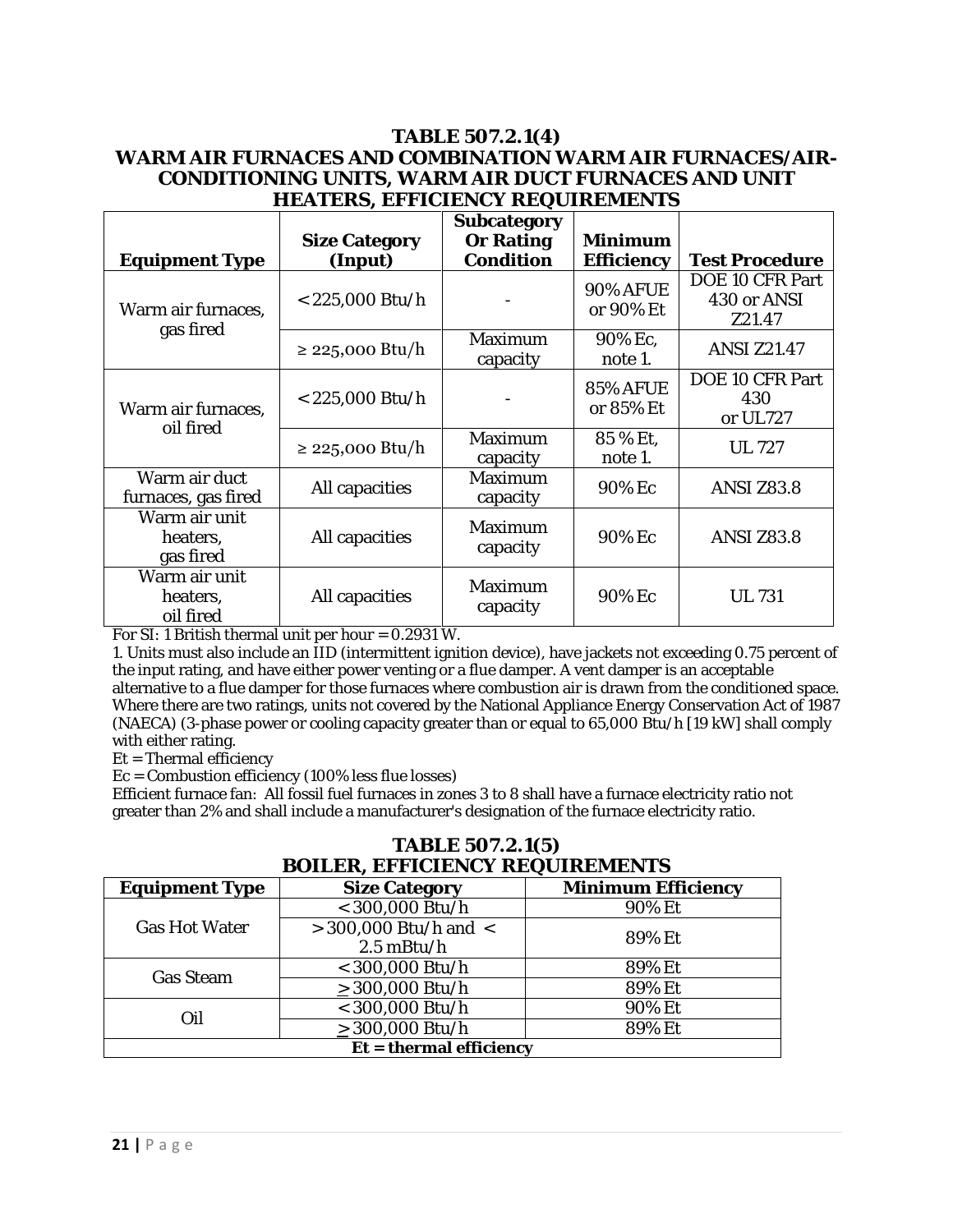**TABLE 507.2.1(4)**
**WARM AIR FURNACES AND COMBINATION WARM AIR FURNACES/AIR-CONDITIONING UNITS, WARM AIR DUCT FURNACES AND UNIT HEATERS, EFFICIENCY REQUIREMENTS**

| Equipment Type | Size Category (Input) | Subcategory Or Rating Condition | Minimum Efficiency | Test Procedure |
|---|---|---|---|---|
| Warm air furnaces, gas fired | < 225,000 Btu/h | - | 90% AFUE or 90% Et | DOE 10 CFR Part 430 or ANSI Z21.47 |
| | ≥ 225,000 Btu/h | Maximum capacity | 90% Ec, note 1. | ANSI Z21.47 |
| Warm air furnaces, oil fired | < 225,000 Btu/h | - | 85% AFUE or 85% Et | DOE 10 CFR Part 430 or UL727 |
| | ≥ 225,000 Btu/h | Maximum capacity | 85 % Et, note 1. | UL 727 |
| Warm air duct furnaces, gas fired | All capacities | Maximum capacity | 90% Ec | ANSI Z83.8 |
| Warm air unit heaters, gas fired | All capacities | Maximum capacity | 90% Ec | ANSI Z83.8 |
| Warm air unit heaters, oil fired | All capacities | Maximum capacity | 90% Ec | UL 731 |

For SI: 1 British thermal unit per hour = 0.2931 W.

1. Units must also include an IID (intermittent ignition device), have jackets not exceeding 0.75 percent of the input rating, and have either power venting or a flue damper. A vent damper is an acceptable alternative to a flue damper for those furnaces where combustion air is drawn from the conditioned space. Where there are two ratings, units not covered by the National Appliance Energy Conservation Act of 1987 (NAECA) (3-phase power or cooling capacity greater than or equal to 65,000 Btu/h [19 kW] shall comply with either rating.

Et = Thermal efficiency

Ec = Combustion efficiency (100% less flue losses)

Efficient furnace fan: All fossil fuel furnaces in zones 3 to 8 shall have a furnace electricity ratio not greater than 2% and shall include a manufacturer's designation of the furnace electricity ratio.

**TABLE 507.2.1(5)**
**BOILER, EFFICIENCY REQUIREMENTS**

| Equipment Type | Size Category | Minimum Efficiency |
|---|---|---|
| Gas Hot Water | < 300,000 Btu/h | 90% Et |
| | > 300,000 Btu/h and < 2.5 mBtu/h | 89% Et |
| Gas Steam | < 300,000 Btu/h | 89% Et |
| | ≥ 300,000 Btu/h | 89% Et |
| Oil | < 300,000 Btu/h | 90% Et |
| | ≥ 300,000 Btu/h | 89% Et |
| **Et = thermal efficiency** | | |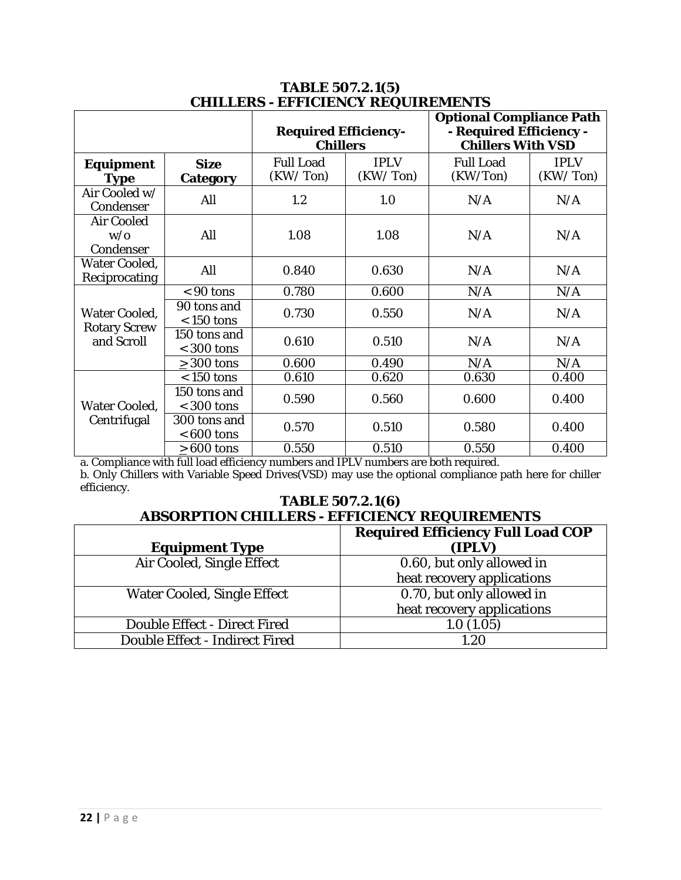**TABLE 507.2.1(5)**
**CHILLERS - EFFICIENCY REQUIREMENTS**

| | | **Required Efficiency-Chillers** | | **Optional Compliance Path - Required Efficiency - Chillers With VSD** | |
|---|---|---|---|---|---|
| **Equipment Type** | **Size Category** | Full Load (KW/ Ton) | IPLV (KW/ Ton) | Full Load (KW/Ton) | IPLV (KW/ Ton) |
| Air Cooled w/ Condenser | All | 1.2 | 1.0 | N/A | N/A |
| Air Cooled w/o Condenser | All | 1.08 | 1.08 | N/A | N/A |
| Water Cooled, Reciprocating | All | 0.840 | 0.630 | N/A | N/A |
| Water Cooled, Rotary Screw and Scroll | < 90 tons | 0.780 | 0.600 | N/A | N/A |
| | 90 tons and < 150 tons | 0.730 | 0.550 | N/A | N/A |
| | 150 tons and < 300 tons | 0.610 | 0.510 | N/A | N/A |
| | ≥ 300 tons | 0.600 | 0.490 | N/A | N/A |
| Water Cooled, Centrifugal | < 150 tons | 0.610 | 0.620 | 0.630 | 0.400 |
| | 150 tons and < 300 tons | 0.590 | 0.560 | 0.600 | 0.400 |
| | 300 tons and < 600 tons | 0.570 | 0.510 | 0.580 | 0.400 |
| | ≥ 600 tons | 0.550 | 0.510 | 0.550 | 0.400 |

a. Compliance with full load efficiency numbers and IPLV numbers are both required.
b. Only Chillers with Variable Speed Drives(VSD) may use the optional compliance path here for chiller efficiency.

**TABLE 507.2.1(6)**
**ABSORPTION CHILLERS - EFFICIENCY REQUIREMENTS**

| **Equipment Type** | **Required Efficiency Full Load COP (IPLV)** |
|---|---|
| Air Cooled, Single Effect | 0.60, but only allowed in heat recovery applications |
| Water Cooled, Single Effect | 0.70, but only allowed in heat recovery applications |
| Double Effect - Direct Fired | 1.0 (1.05) |
| Double Effect - Indirect Fired | 1.20 |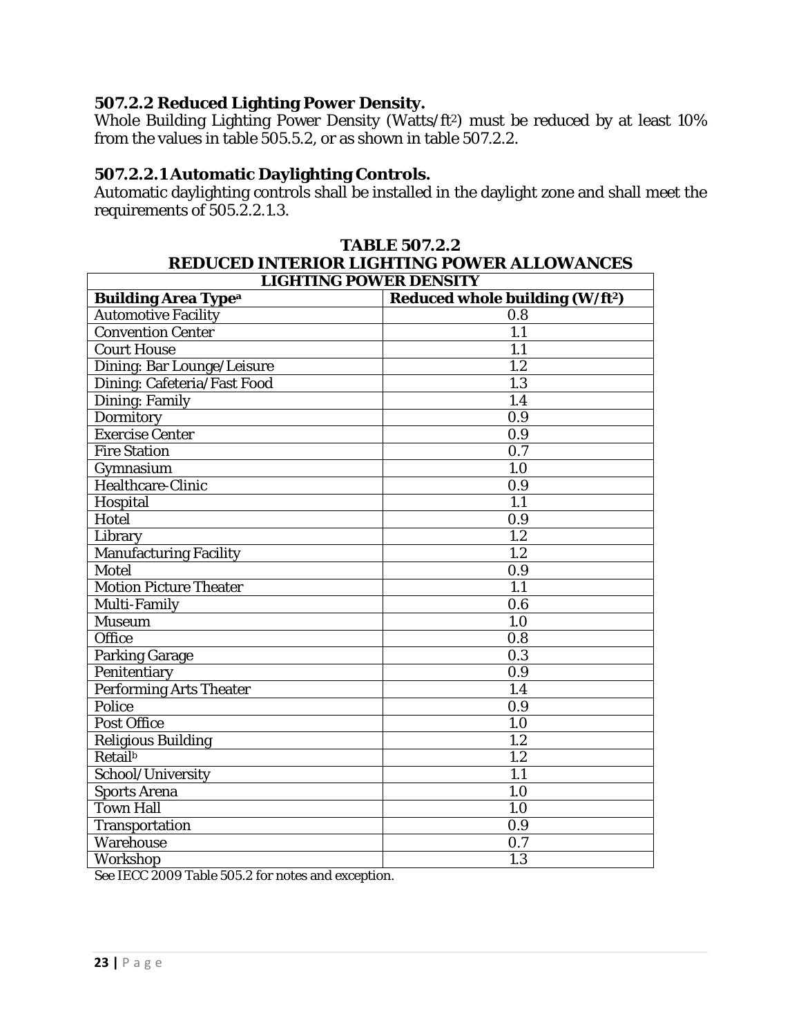### 507.2.2 Reduced Lighting Power Density.

Whole Building Lighting Power Density (Watts/ft$^2$) must be reduced by at least 10% from the values in table 505.5.2, or as shown in table 507.2.2.

### 507.2.2.1 Automatic Daylighting Controls.

Automatic daylighting controls shall be installed in the daylight zone and shall meet the requirements of 505.2.2.1.3.

**TABLE 507.2.2**
**REDUCED INTERIOR LIGHTING POWER ALLOWANCES**

| LIGHTING POWER DENSITY | |
|---|---|
| **Building Area Type[a]** | **Reduced whole building (W/ft$^2$)** |
| Automotive Facility | 0.8 |
| Convention Center | 1.1 |
| Court House | 1.1 |
| Dining: Bar Lounge/Leisure | 1.2 |
| Dining: Cafeteria/Fast Food | 1.3 |
| Dining: Family | 1.4 |
| Dormitory | 0.9 |
| Exercise Center | 0.9 |
| Fire Station | 0.7 |
| Gymnasium | 1.0 |
| Healthcare-Clinic | 0.9 |
| Hospital | 1.1 |
| Hotel | 0.9 |
| Library | 1.2 |
| Manufacturing Facility | 1.2 |
| Motel | 0.9 |
| Motion Picture Theater | 1.1 |
| Multi-Family | 0.6 |
| Museum | 1.0 |
| Office | 0.8 |
| Parking Garage | 0.3 |
| Penitentiary | 0.9 |
| Performing Arts Theater | 1.4 |
| Police | 0.9 |
| Post Office | 1.0 |
| Religious Building | 1.2 |
| Retail[b] | 1.2 |
| School/University | 1.1 |
| Sports Arena | 1.0 |
| Town Hall | 1.0 |
| Transportation | 0.9 |
| Warehouse | 0.7 |
| Workshop | 1.3 |

See IECC 2009 Table 505.2 for notes and exception.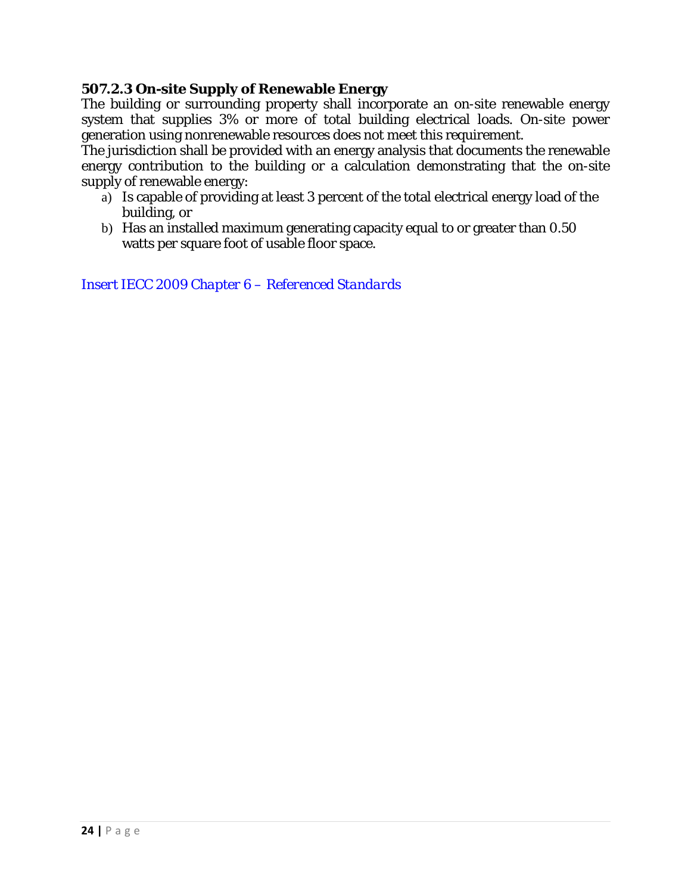### 507.2.3 On-site Supply of Renewable Energy

The building or surrounding property shall incorporate an on-site renewable energy system that supplies 3% or more of total building electrical loads. On-site power generation using nonrenewable resources does not meet this requirement.

The jurisdiction shall be provided with an energy analysis that documents the renewable energy contribution to the building or a calculation demonstrating that the on-site supply of renewable energy:

a) Is capable of providing at least 3 percent of the total electrical energy load of the building, or
b) Has an installed maximum generating capacity equal to or greater than 0.50 watts per square foot of usable floor space.

*Insert IECC 2009 Chapter 6 – Referenced Standards*